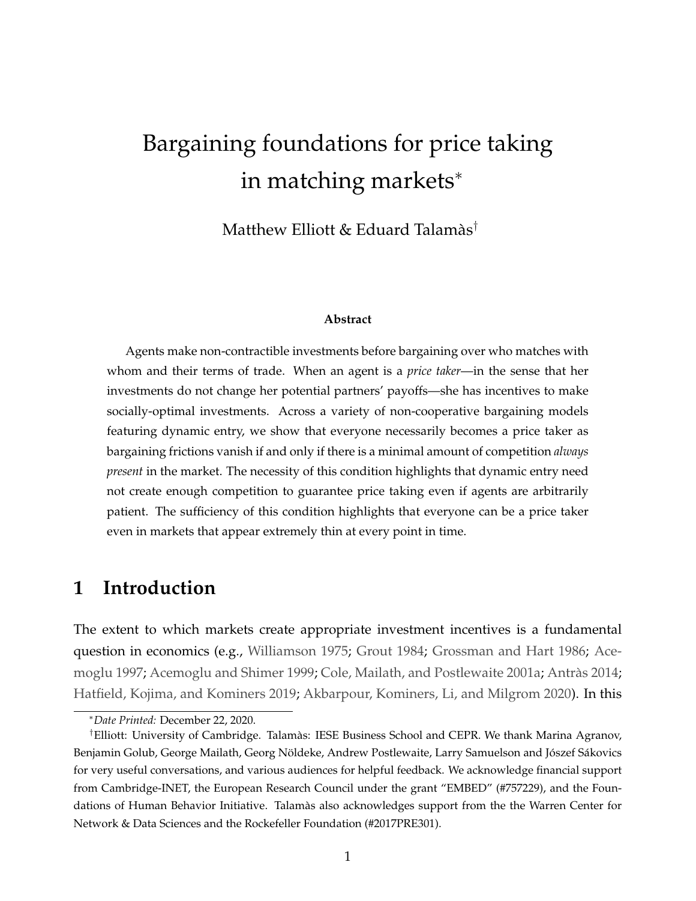# Bargaining foundations for price taking in matching markets[*]

Matthew Elliott & Eduard Talamàs[†]

**Abstract**

Agents make non-contractible investments before bargaining over who matches with whom and their terms of trade. When an agent is a *price taker*—in the sense that her investments do not change her potential partners' payoffs—she has incentives to make socially-optimal investments. Across a variety of non-cooperative bargaining models featuring dynamic entry, we show that everyone necessarily becomes a price taker as bargaining frictions vanish if and only if there is a minimal amount of competition *always present* in the market. The necessity of this condition highlights that dynamic entry need not create enough competition to guarantee price taking even if agents are arbitrarily patient. The sufficiency of this condition highlights that everyone can be a price taker even in markets that appear extremely thin at every point in time.

## 1 Introduction

The extent to which markets create appropriate investment incentives is a fundamental question in economics (e.g., Williamson 1975; Grout 1984; Grossman and Hart 1986; Acemoglu 1997; Acemoglu and Shimer 1999; Cole, Mailath, and Postlewaite 2001a; Antràs 2014; Hatfield, Kojima, and Kominers 2019; Akbarpour, Kominers, Li, and Milgrom 2020). In this

---

[*] *Date Printed:* December 22, 2020.

[†] Elliott: University of Cambridge. Talamàs: IESE Business School and CEPR. We thank Marina Agranov, Benjamin Golub, George Mailath, Georg Nöldeke, Andrew Postlewaite, Larry Samuelson and Jószef Sákovics for very useful conversations, and various audiences for helpful feedback. We acknowledge financial support from Cambridge-INET, the European Research Council under the grant "EMBED" (#757229), and the Foundations of Human Behavior Initiative. Talamàs also acknowledges support from the the Warren Center for Network & Data Sciences and the Rockefeller Foundation (#2017PRE301).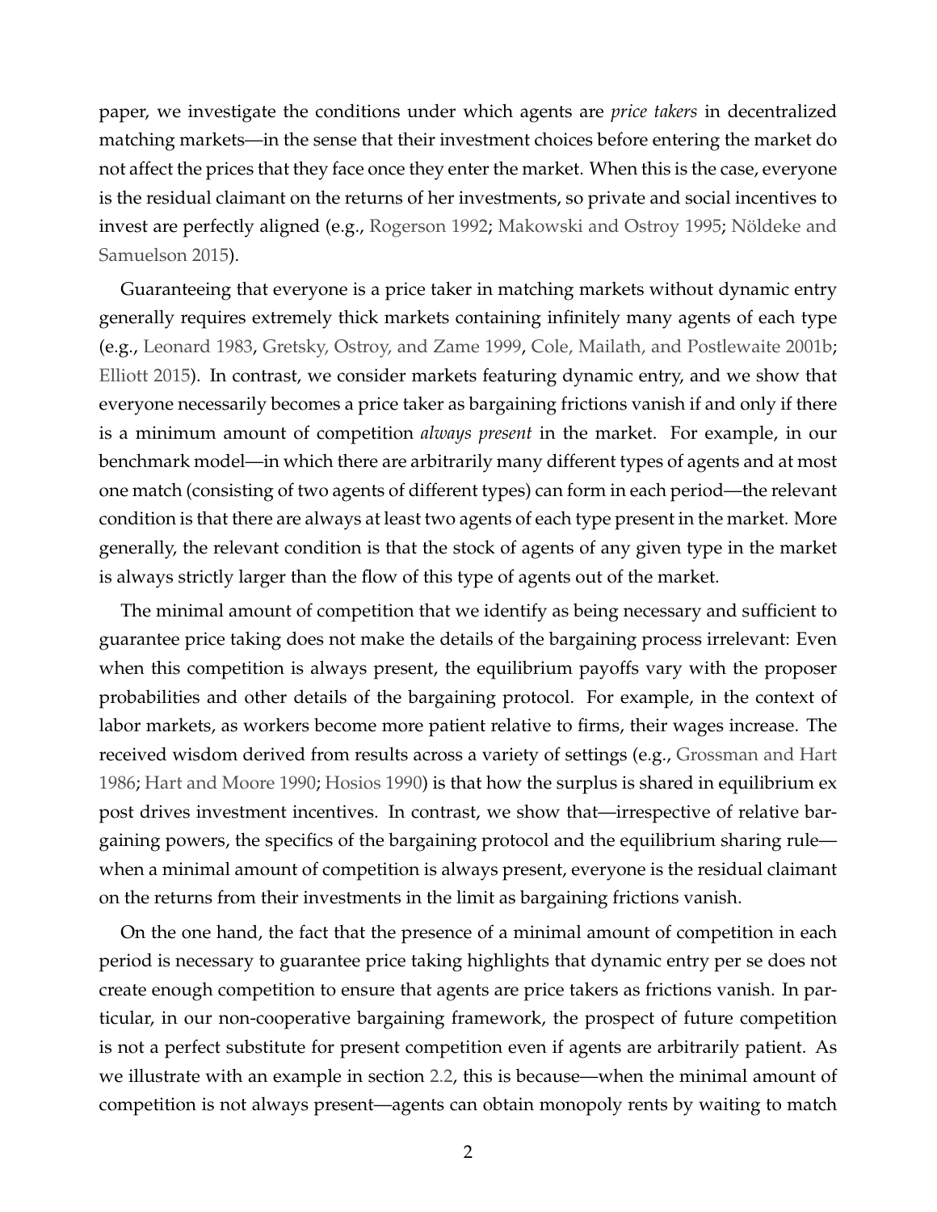paper, we investigate the conditions under which agents are *price takers* in decentralized matching markets—in the sense that their investment choices before entering the market do not affect the prices that they face once they enter the market. When this is the case, everyone is the residual claimant on the returns of her investments, so private and social incentives to invest are perfectly aligned (e.g., Rogerson 1992; Makowski and Ostroy 1995; Nöldeke and Samuelson 2015).

Guaranteeing that everyone is a price taker in matching markets without dynamic entry generally requires extremely thick markets containing infinitely many agents of each type (e.g., Leonard 1983, Gretsky, Ostroy, and Zame 1999, Cole, Mailath, and Postlewaite 2001b; Elliott 2015). In contrast, we consider markets featuring dynamic entry, and we show that everyone necessarily becomes a price taker as bargaining frictions vanish if and only if there is a minimum amount of competition *always present* in the market. For example, in our benchmark model—in which there are arbitrarily many different types of agents and at most one match (consisting of two agents of different types) can form in each period—the relevant condition is that there are always at least two agents of each type present in the market. More generally, the relevant condition is that the stock of agents of any given type in the market is always strictly larger than the flow of this type of agents out of the market.

The minimal amount of competition that we identify as being necessary and sufficient to guarantee price taking does not make the details of the bargaining process irrelevant: Even when this competition is always present, the equilibrium payoffs vary with the proposer probabilities and other details of the bargaining protocol. For example, in the context of labor markets, as workers become more patient relative to firms, their wages increase. The received wisdom derived from results across a variety of settings (e.g., Grossman and Hart 1986; Hart and Moore 1990; Hosios 1990) is that how the surplus is shared in equilibrium ex post drives investment incentives. In contrast, we show that—irrespective of relative bargaining powers, the specifics of the bargaining protocol and the equilibrium sharing rule—when a minimal amount of competition is always present, everyone is the residual claimant on the returns from their investments in the limit as bargaining frictions vanish.

On the one hand, the fact that the presence of a minimal amount of competition in each period is necessary to guarantee price taking highlights that dynamic entry per se does not create enough competition to ensure that agents are price takers as frictions vanish. In particular, in our non-cooperative bargaining framework, the prospect of future competition is not a perfect substitute for present competition even if agents are arbitrarily patient. As we illustrate with an example in section 2.2, this is because—when the minimal amount of competition is not always present—agents can obtain monopoly rents by waiting to match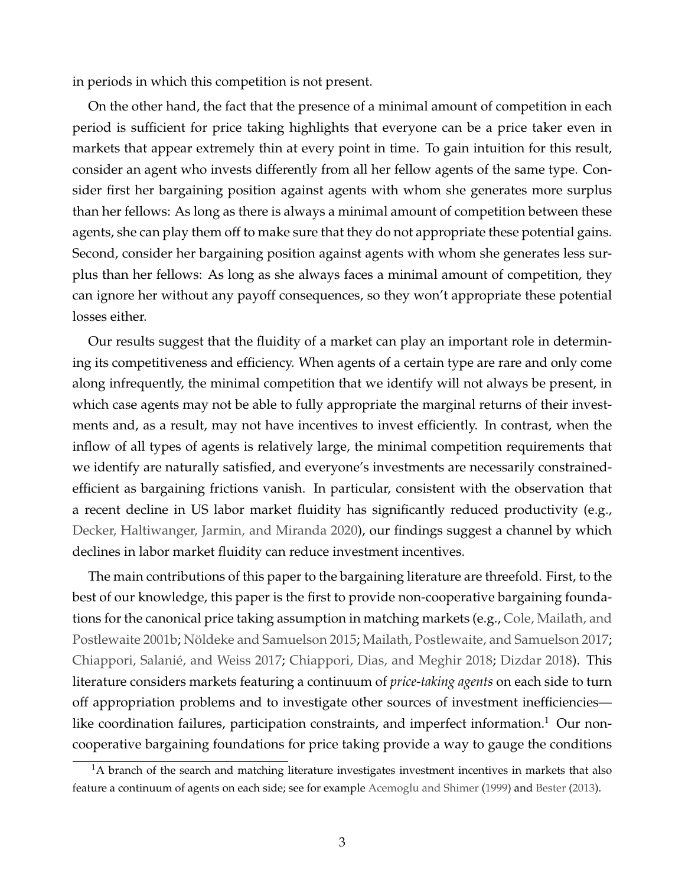in periods in which this competition is not present.

On the other hand, the fact that the presence of a minimal amount of competition in each period is sufficient for price taking highlights that everyone can be a price taker even in markets that appear extremely thin at every point in time. To gain intuition for this result, consider an agent who invests differently from all her fellow agents of the same type. Consider first her bargaining position against agents with whom she generates more surplus than her fellows: As long as there is always a minimal amount of competition between these agents, she can play them off to make sure that they do not appropriate these potential gains. Second, consider her bargaining position against agents with whom she generates less surplus than her fellows: As long as she always faces a minimal amount of competition, they can ignore her without any payoff consequences, so they won't appropriate these potential losses either.

Our results suggest that the fluidity of a market can play an important role in determining its competitiveness and efficiency. When agents of a certain type are rare and only come along infrequently, the minimal competition that we identify will not always be present, in which case agents may not be able to fully appropriate the marginal returns of their investments and, as a result, may not have incentives to invest efficiently. In contrast, when the inflow of all types of agents is relatively large, the minimal competition requirements that we identify are naturally satisfied, and everyone's investments are necessarily constrained-efficient as bargaining frictions vanish. In particular, consistent with the observation that a recent decline in US labor market fluidity has significantly reduced productivity (e.g., Decker, Haltiwanger, Jarmin, and Miranda 2020), our findings suggest a channel by which declines in labor market fluidity can reduce investment incentives.

The main contributions of this paper to the bargaining literature are threefold. First, to the best of our knowledge, this paper is the first to provide non-cooperative bargaining foundations for the canonical price taking assumption in matching markets (e.g., Cole, Mailath, and Postlewaite 2001b; Nöldeke and Samuelson 2015; Mailath, Postlewaite, and Samuelson 2017; Chiappori, Salanié, and Weiss 2017; Chiappori, Dias, and Meghir 2018; Dizdar 2018). This literature considers markets featuring a continuum of *price-taking agents* on each side to turn off appropriation problems and to investigate other sources of investment inefficiencies—like coordination failures, participation constraints, and imperfect information.[1] Our non-cooperative bargaining foundations for price taking provide a way to gauge the conditions

[1] A branch of the search and matching literature investigates investment incentives in markets that also feature a continuum of agents on each side; see for example Acemoglu and Shimer (1999) and Bester (2013).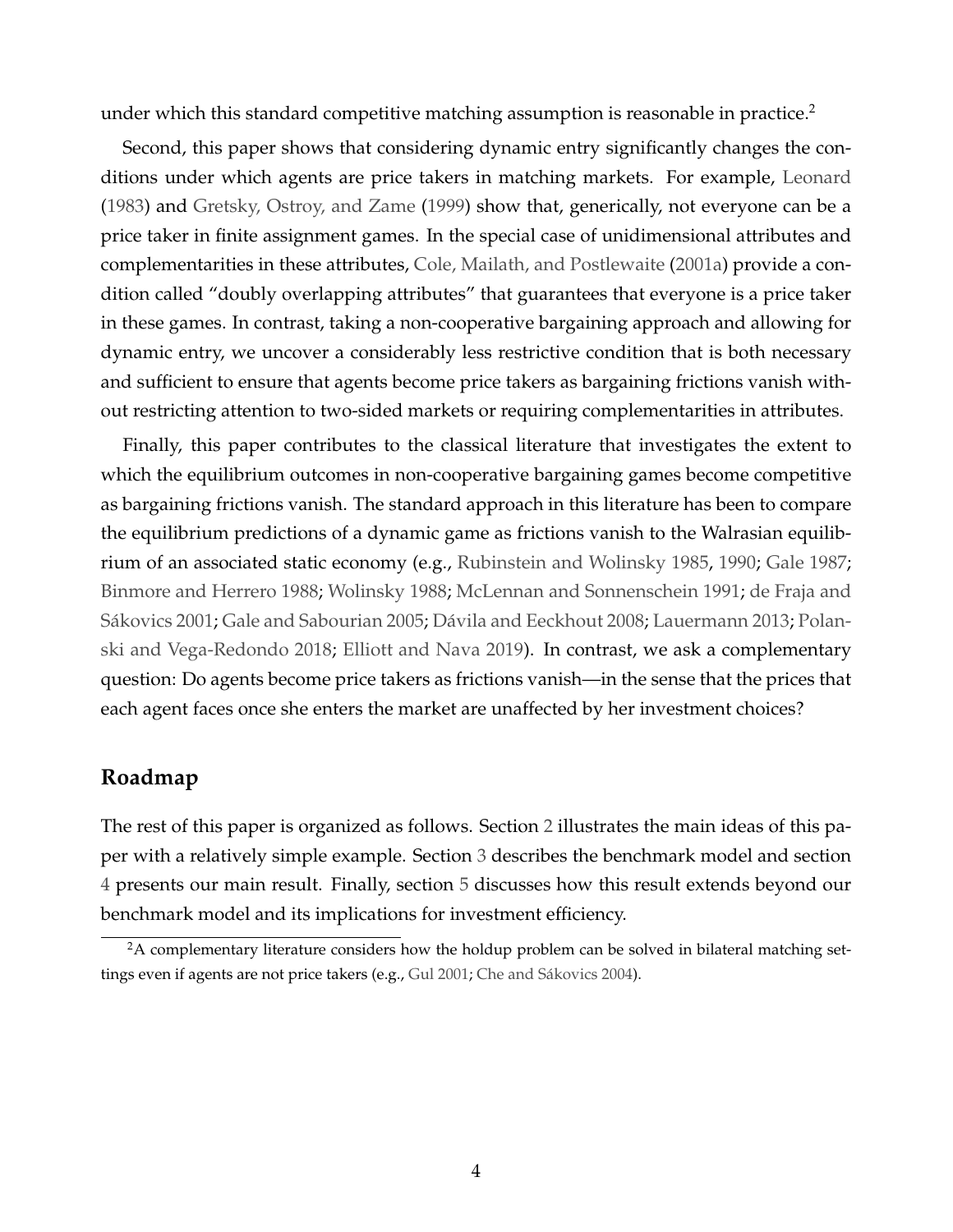under which this standard competitive matching assumption is reasonable in practice.[2]

Second, this paper shows that considering dynamic entry significantly changes the conditions under which agents are price takers in matching markets. For example, Leonard (1983) and Gretsky, Ostroy, and Zame (1999) show that, generically, not everyone can be a price taker in finite assignment games. In the special case of unidimensional attributes and complementarities in these attributes, Cole, Mailath, and Postlewaite (2001a) provide a condition called "doubly overlapping attributes" that guarantees that everyone is a price taker in these games. In contrast, taking a non-cooperative bargaining approach and allowing for dynamic entry, we uncover a considerably less restrictive condition that is both necessary and sufficient to ensure that agents become price takers as bargaining frictions vanish without restricting attention to two-sided markets or requiring complementarities in attributes.

Finally, this paper contributes to the classical literature that investigates the extent to which the equilibrium outcomes in non-cooperative bargaining games become competitive as bargaining frictions vanish. The standard approach in this literature has been to compare the equilibrium predictions of a dynamic game as frictions vanish to the Walrasian equilibrium of an associated static economy (e.g., Rubinstein and Wolinsky 1985, 1990; Gale 1987; Binmore and Herrero 1988; Wolinsky 1988; McLennan and Sonnenschein 1991; de Fraja and Sákovics 2001; Gale and Sabourian 2005; Dávila and Eeckhout 2008; Lauermann 2013; Polanski and Vega-Redondo 2018; Elliott and Nava 2019). In contrast, we ask a complementary question: Do agents become price takers as frictions vanish—in the sense that the prices that each agent faces once she enters the market are unaffected by her investment choices?

## Roadmap

The rest of this paper is organized as follows. Section 2 illustrates the main ideas of this paper with a relatively simple example. Section 3 describes the benchmark model and section 4 presents our main result. Finally, section 5 discusses how this result extends beyond our benchmark model and its implications for investment efficiency.

[2]A complementary literature considers how the holdup problem can be solved in bilateral matching settings even if agents are not price takers (e.g., Gul 2001; Che and Sákovics 2004).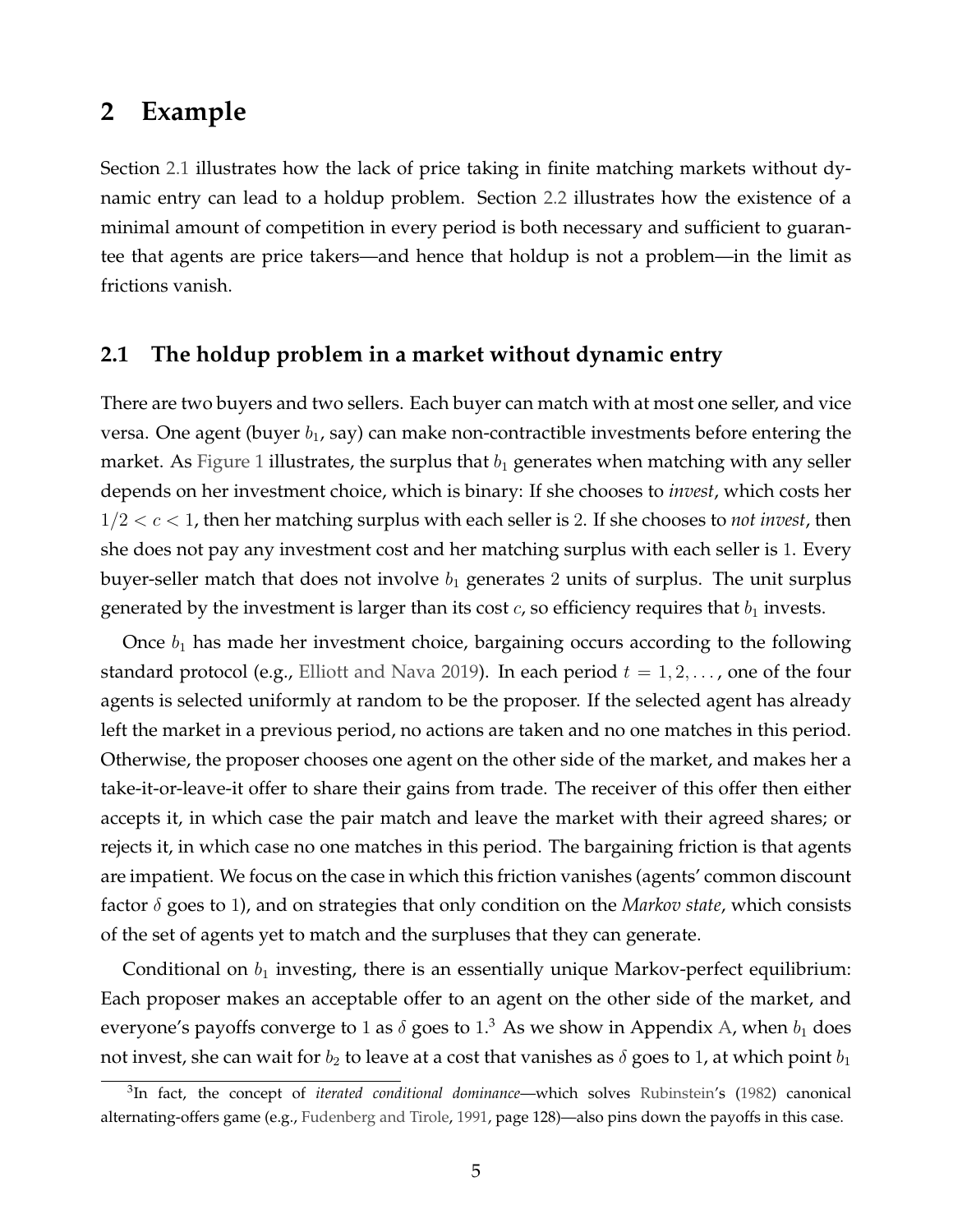## 2 Example

Section 2.1 illustrates how the lack of price taking in finite matching markets without dynamic entry can lead to a holdup problem. Section 2.2 illustrates how the existence of a minimal amount of competition in every period is both necessary and sufficient to guarantee that agents are price takers—and hence that holdup is not a problem—in the limit as frictions vanish.

### 2.1 The holdup problem in a market without dynamic entry

There are two buyers and two sellers. Each buyer can match with at most one seller, and vice versa. One agent (buyer $b_1$, say) can make non-contractible investments before entering the market. As Figure 1 illustrates, the surplus that $b_1$ generates when matching with any seller depends on her investment choice, which is binary: If she chooses to *invest*, which costs her $1/2 < c < 1$, then her matching surplus with each seller is 2. If she chooses to *not invest*, then she does not pay any investment cost and her matching surplus with each seller is 1. Every buyer-seller match that does not involve $b_1$ generates 2 units of surplus. The unit surplus generated by the investment is larger than its cost $c$, so efficiency requires that $b_1$ invests.

Once $b_1$ has made her investment choice, bargaining occurs according to the following standard protocol (e.g., Elliott and Nava 2019). In each period $t = 1, 2, \ldots$, one of the four agents is selected uniformly at random to be the proposer. If the selected agent has already left the market in a previous period, no actions are taken and no one matches in this period. Otherwise, the proposer chooses one agent on the other side of the market, and makes her a take-it-or-leave-it offer to share their gains from trade. The receiver of this offer then either accepts it, in which case the pair match and leave the market with their agreed shares; or rejects it, in which case no one matches in this period. The bargaining friction is that agents are impatient. We focus on the case in which this friction vanishes (agents' common discount factor $\delta$ goes to 1), and on strategies that only condition on the *Markov state*, which consists of the set of agents yet to match and the surpluses that they can generate.

Conditional on $b_1$ investing, there is an essentially unique Markov-perfect equilibrium: Each proposer makes an acceptable offer to an agent on the other side of the market, and everyone's payoffs converge to 1 as $\delta$ goes to 1.[3] As we show in Appendix A, when $b_1$ does not invest, she can wait for $b_2$ to leave at a cost that vanishes as $\delta$ goes to 1, at which point $b_1$

[3] In fact, the concept of *iterated conditional dominance*—which solves Rubinstein's (1982) canonical alternating-offers game (e.g., Fudenberg and Tirole, 1991, page 128)—also pins down the payoffs in this case.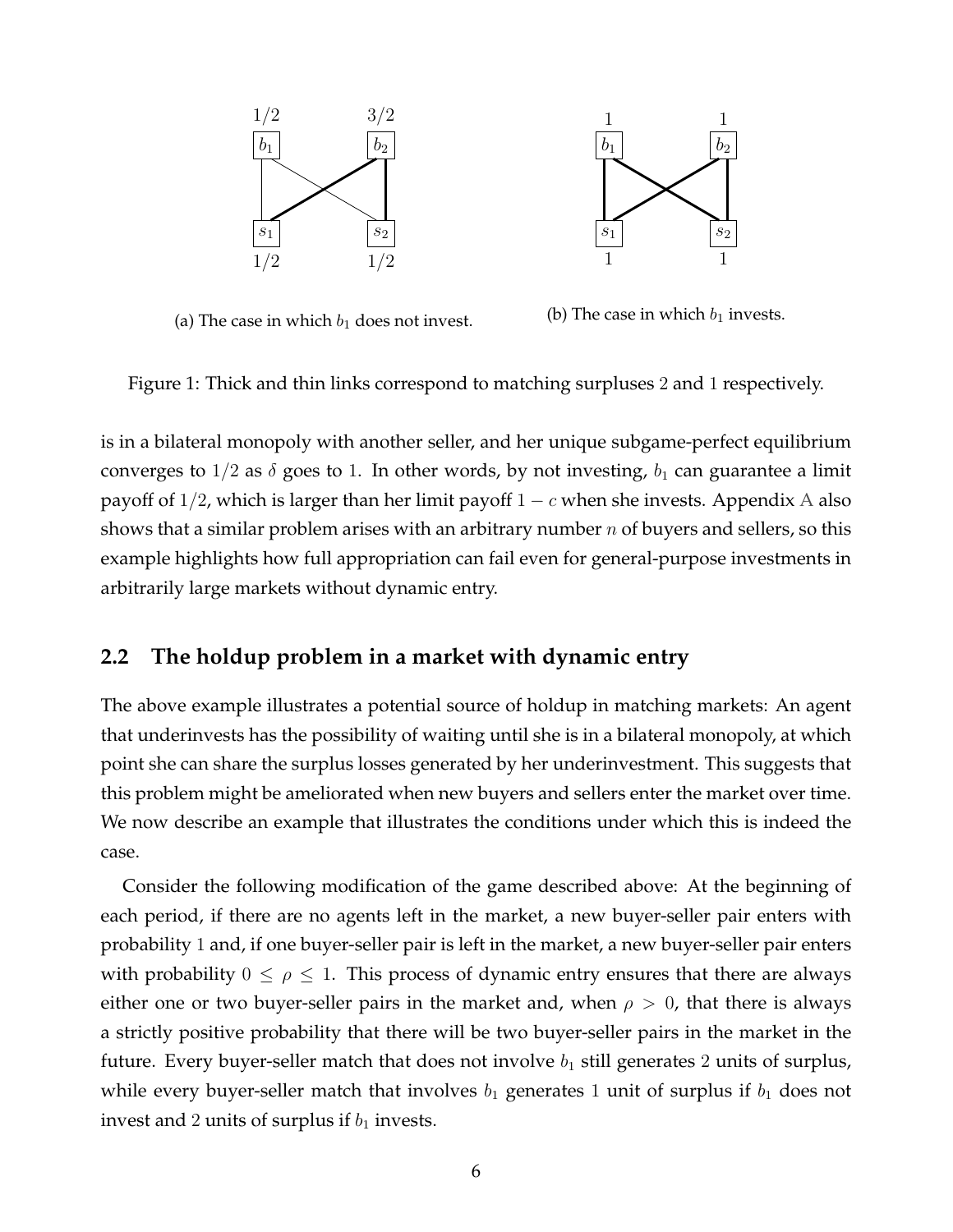(a) The case in which $b_1$ does not invest.

(b) The case in which $b_1$ invests.

Figure 1: Thick and thin links correspond to matching surpluses 2 and 1 respectively.

is in a bilateral monopoly with another seller, and her unique subgame-perfect equilibrium converges to $1/2$ as $\delta$ goes to 1. In other words, by not investing, $b_1$ can guarantee a limit payoff of $1/2$, which is larger than her limit payoff $1 - c$ when she invests. Appendix A also shows that a similar problem arises with an arbitrary number $n$ of buyers and sellers, so this example highlights how full appropriation can fail even for general-purpose investments in arbitrarily large markets without dynamic entry.

## 2.2 The holdup problem in a market with dynamic entry

The above example illustrates a potential source of holdup in matching markets: An agent that underinvests has the possibility of waiting until she is in a bilateral monopoly, at which point she can share the surplus losses generated by her underinvestment. This suggests that this problem might be ameliorated when new buyers and sellers enter the market over time. We now describe an example that illustrates the conditions under which this is indeed the case.

Consider the following modification of the game described above: At the beginning of each period, if there are no agents left in the market, a new buyer-seller pair enters with probability 1 and, if one buyer-seller pair is left in the market, a new buyer-seller pair enters with probability $0 \leq \rho \leq 1$. This process of dynamic entry ensures that there are always either one or two buyer-seller pairs in the market and, when $\rho > 0$, that there is always a strictly positive probability that there will be two buyer-seller pairs in the market in the future. Every buyer-seller match that does not involve $b_1$ still generates 2 units of surplus, while every buyer-seller match that involves $b_1$ generates 1 unit of surplus if $b_1$ does not invest and 2 units of surplus if $b_1$ invests.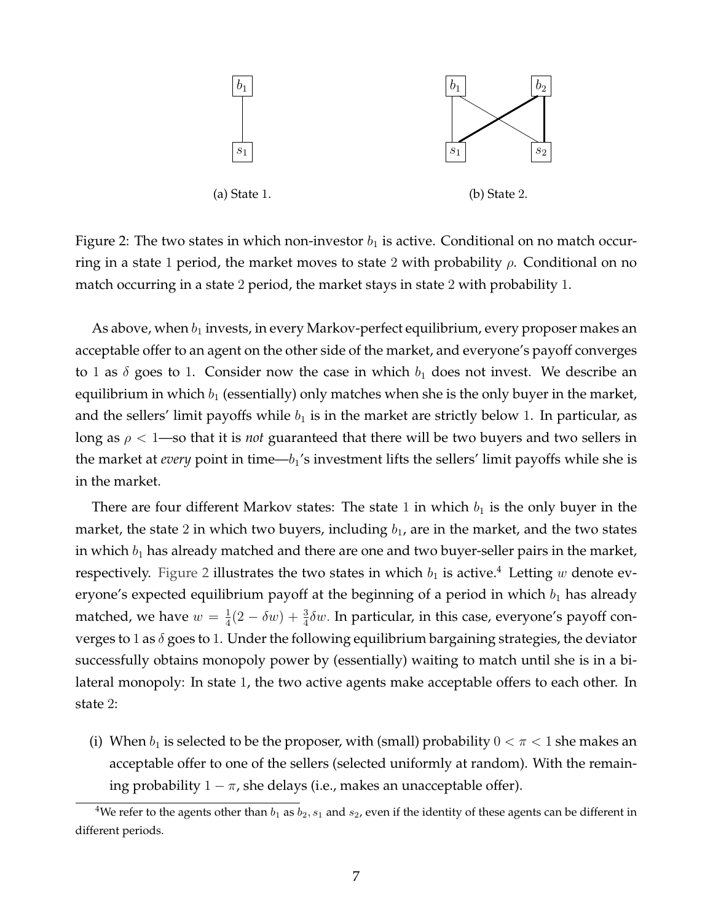(a) State 1.

(b) State 2.

Figure 2: The two states in which non-investor $b_1$ is active. Conditional on no match occurring in a state 1 period, the market moves to state 2 with probability $\rho$. Conditional on no match occurring in a state 2 period, the market stays in state 2 with probability 1.

As above, when $b_1$ invests, in every Markov-perfect equilibrium, every proposer makes an acceptable offer to an agent on the other side of the market, and everyone's payoff converges to 1 as $\delta$ goes to 1. Consider now the case in which $b_1$ does not invest. We describe an equilibrium in which $b_1$ (essentially) only matches when she is the only buyer in the market, and the sellers' limit payoffs while $b_1$ is in the market are strictly below 1. In particular, as long as $\rho < 1$—so that it is *not* guaranteed that there will be two buyers and two sellers in the market at *every* point in time—$b_1$'s investment lifts the sellers' limit payoffs while she is in the market.

There are four different Markov states: The state 1 in which $b_1$ is the only buyer in the market, the state 2 in which two buyers, including $b_1$, are in the market, and the two states in which $b_1$ has already matched and there are one and two buyer-seller pairs in the market, respectively. Figure 2 illustrates the two states in which $b_1$ is active.[4] Letting $w$ denote everyone's expected equilibrium payoff at the beginning of a period in which $b_1$ has already matched, we have $w = \frac{1}{4}(2 - \delta w) + \frac{3}{4}\delta w$. In particular, in this case, everyone's payoff converges to 1 as $\delta$ goes to 1. Under the following equilibrium bargaining strategies, the deviator successfully obtains monopoly power by (essentially) waiting to match until she is in a bilateral monopoly: In state 1, the two active agents make acceptable offers to each other. In state 2:

(i) When $b_1$ is selected to be the proposer, with (small) probability $0 < \pi < 1$ she makes an acceptable offer to one of the sellers (selected uniformly at random). With the remaining probability $1 - \pi$, she delays (i.e., makes an unacceptable offer).

[4] We refer to the agents other than $b_1$ as $b_2$, $s_1$ and $s_2$, even if the identity of these agents can be different in different periods.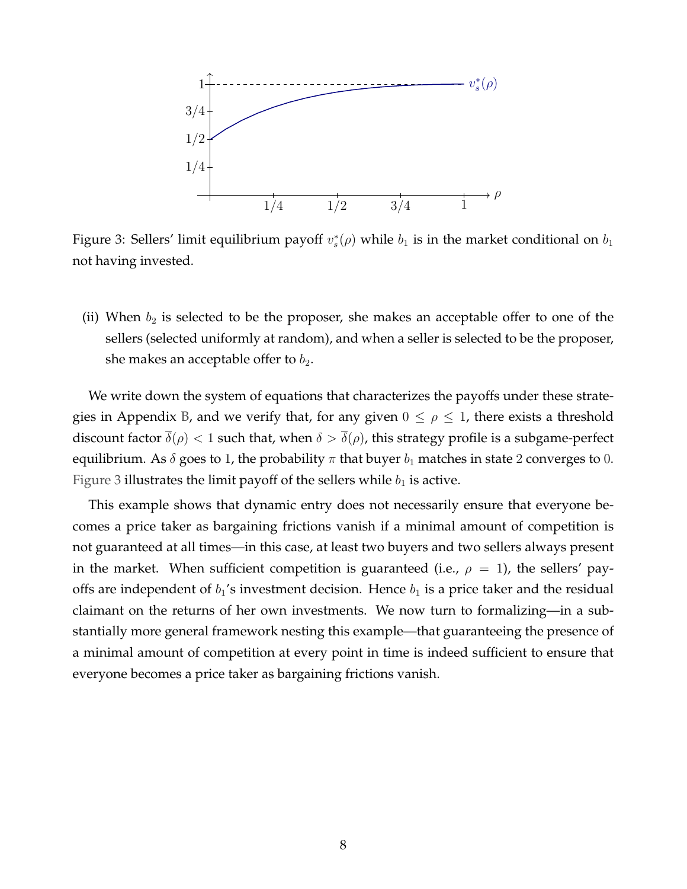Figure 3: Sellers' limit equilibrium payoff $v_s^*(\rho)$ while $b_1$ is in the market conditional on $b_1$ not having invested.

(ii) When $b_2$ is selected to be the proposer, she makes an acceptable offer to one of the sellers (selected uniformly at random), and when a seller is selected to be the proposer, she makes an acceptable offer to $b_2$.

We write down the system of equations that characterizes the payoffs under these strategies in Appendix B, and we verify that, for any given $0 \leq \rho \leq 1$, there exists a threshold discount factor $\overline{\delta}(\rho) < 1$ such that, when $\delta > \overline{\delta}(\rho)$, this strategy profile is a subgame-perfect equilibrium. As $\delta$ goes to 1, the probability $\pi$ that buyer $b_1$ matches in state 2 converges to 0. Figure 3 illustrates the limit payoff of the sellers while $b_1$ is active.

This example shows that dynamic entry does not necessarily ensure that everyone becomes a price taker as bargaining frictions vanish if a minimal amount of competition is not guaranteed at all times—in this case, at least two buyers and two sellers always present in the market. When sufficient competition is guaranteed (i.e., $\rho = 1$), the sellers' payoffs are independent of $b_1$'s investment decision. Hence $b_1$ is a price taker and the residual claimant on the returns of her own investments. We now turn to formalizing—in a substantially more general framework nesting this example—that guaranteeing the presence of a minimal amount of competition at every point in time is indeed sufficient to ensure that everyone becomes a price taker as bargaining frictions vanish.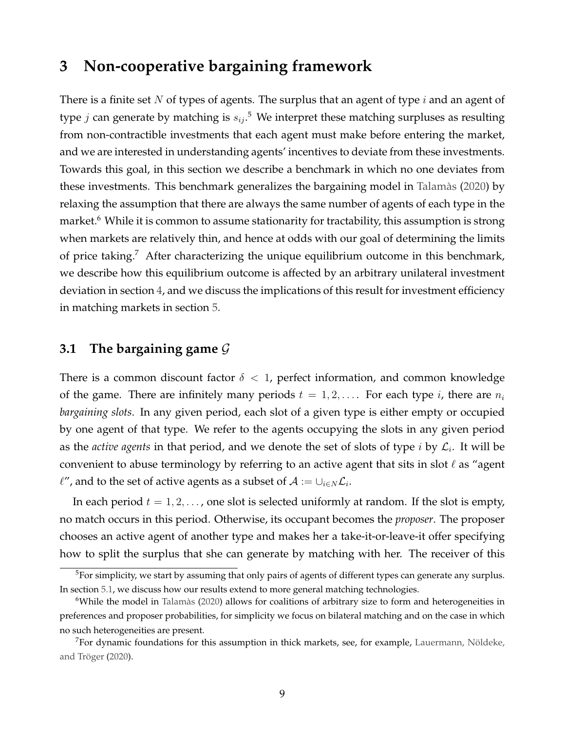# 3 Non-cooperative bargaining framework

There is a finite set $N$ of types of agents. The surplus that an agent of type $i$ and an agent of type $j$ can generate by matching is $s_{ij}$.[5] We interpret these matching surpluses as resulting from non-contractible investments that each agent must make before entering the market, and we are interested in understanding agents' incentives to deviate from these investments. Towards this goal, in this section we describe a benchmark in which no one deviates from these investments. This benchmark generalizes the bargaining model in Talamàs (2020) by relaxing the assumption that there are always the same number of agents of each type in the market.[6] While it is common to assume stationarity for tractability, this assumption is strong when markets are relatively thin, and hence at odds with our goal of determining the limits of price taking.[7] After characterizing the unique equilibrium outcome in this benchmark, we describe how this equilibrium outcome is affected by an arbitrary unilateral investment deviation in section 4, and we discuss the implications of this result for investment efficiency in matching markets in section 5.

## 3.1 The bargaining game $\mathcal{G}$

There is a common discount factor $\delta < 1$, perfect information, and common knowledge of the game. There are infinitely many periods $t = 1, 2, \ldots$. For each type $i$, there are $n_i$ *bargaining slots*. In any given period, each slot of a given type is either empty or occupied by one agent of that type. We refer to the agents occupying the slots in any given period as the *active agents* in that period, and we denote the set of slots of type $i$ by $\mathcal{L}_i$. It will be convenient to abuse terminology by referring to an active agent that sits in slot $\ell$ as "agent $\ell$", and to the set of active agents as a subset of $\mathcal{A} := \cup_{i \in N} \mathcal{L}_i$.

In each period $t = 1, 2, \ldots$, one slot is selected uniformly at random. If the slot is empty, no match occurs in this period. Otherwise, its occupant becomes the *proposer*. The proposer chooses an active agent of another type and makes her a take-it-or-leave-it offer specifying how to split the surplus that she can generate by matching with her. The receiver of this

---

[5] For simplicity, we start by assuming that only pairs of agents of different types can generate any surplus. In section 5.1, we discuss how our results extend to more general matching technologies.

[6] While the model in Talamàs (2020) allows for coalitions of arbitrary size to form and heterogeneities in preferences and proposer probabilities, for simplicity we focus on bilateral matching and on the case in which no such heterogeneities are present.

[7] For dynamic foundations for this assumption in thick markets, see, for example, Lauermann, Nöldeke, and Tröger (2020).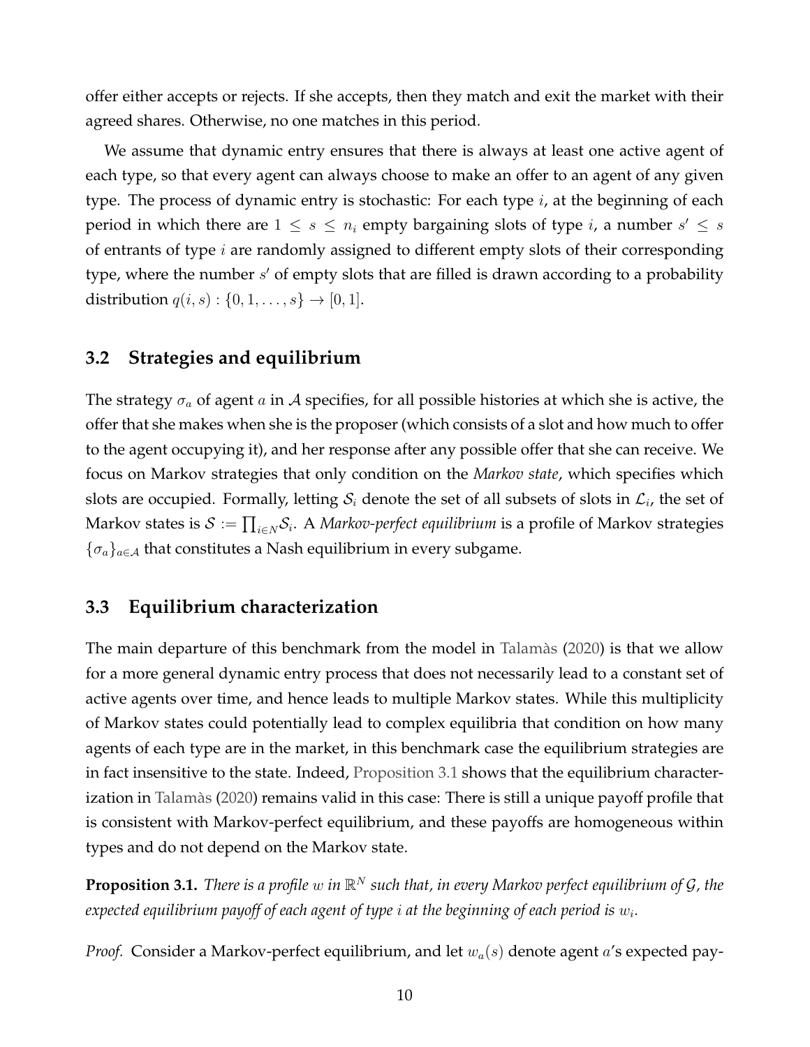offer either accepts or rejects. If she accepts, then they match and exit the market with their agreed shares. Otherwise, no one matches in this period.

We assume that dynamic entry ensures that there is always at least one active agent of each type, so that every agent can always choose to make an offer to an agent of any given type. The process of dynamic entry is stochastic: For each type $i$, at the beginning of each period in which there are $1 \leq s \leq n_i$ empty bargaining slots of type $i$, a number $s' \leq s$ of entrants of type $i$ are randomly assigned to different empty slots of their corresponding type, where the number $s'$ of empty slots that are filled is drawn according to a probability distribution $q(i, s) : \{0, 1, \ldots, s\} \to [0, 1]$.

## 3.2 Strategies and equilibrium

The strategy $\sigma_a$ of agent $a$ in $\mathcal{A}$ specifies, for all possible histories at which she is active, the offer that she makes when she is the proposer (which consists of a slot and how much to offer to the agent occupying it), and her response after any possible offer that she can receive. We focus on Markov strategies that only condition on the *Markov state*, which specifies which slots are occupied. Formally, letting $\mathcal{S}_i$ denote the set of all subsets of slots in $\mathcal{L}_i$, the set of Markov states is $\mathcal{S} := \prod_{i \in N} \mathcal{S}_i$. A *Markov-perfect equilibrium* is a profile of Markov strategies $\{\sigma_a\}_{a \in \mathcal{A}}$ that constitutes a Nash equilibrium in every subgame.

## 3.3 Equilibrium characterization

The main departure of this benchmark from the model in Talamàs (2020) is that we allow for a more general dynamic entry process that does not necessarily lead to a constant set of active agents over time, and hence leads to multiple Markov states. While this multiplicity of Markov states could potentially lead to complex equilibria that condition on how many agents of each type are in the market, in this benchmark case the equilibrium strategies are in fact insensitive to the state. Indeed, Proposition 3.1 shows that the equilibrium characterization in Talamàs (2020) remains valid in this case: There is still a unique payoff profile that is consistent with Markov-perfect equilibrium, and these payoffs are homogeneous within types and do not depend on the Markov state.

**Proposition 3.1.** *There is a profile $w$ in $\mathbb{R}^N$ such that, in every Markov perfect equilibrium of $\mathcal{G}$, the expected equilibrium payoff of each agent of type $i$ at the beginning of each period is $w_i$.*

*Proof.* Consider a Markov-perfect equilibrium, and let $w_a(s)$ denote agent $a$'s expected pay-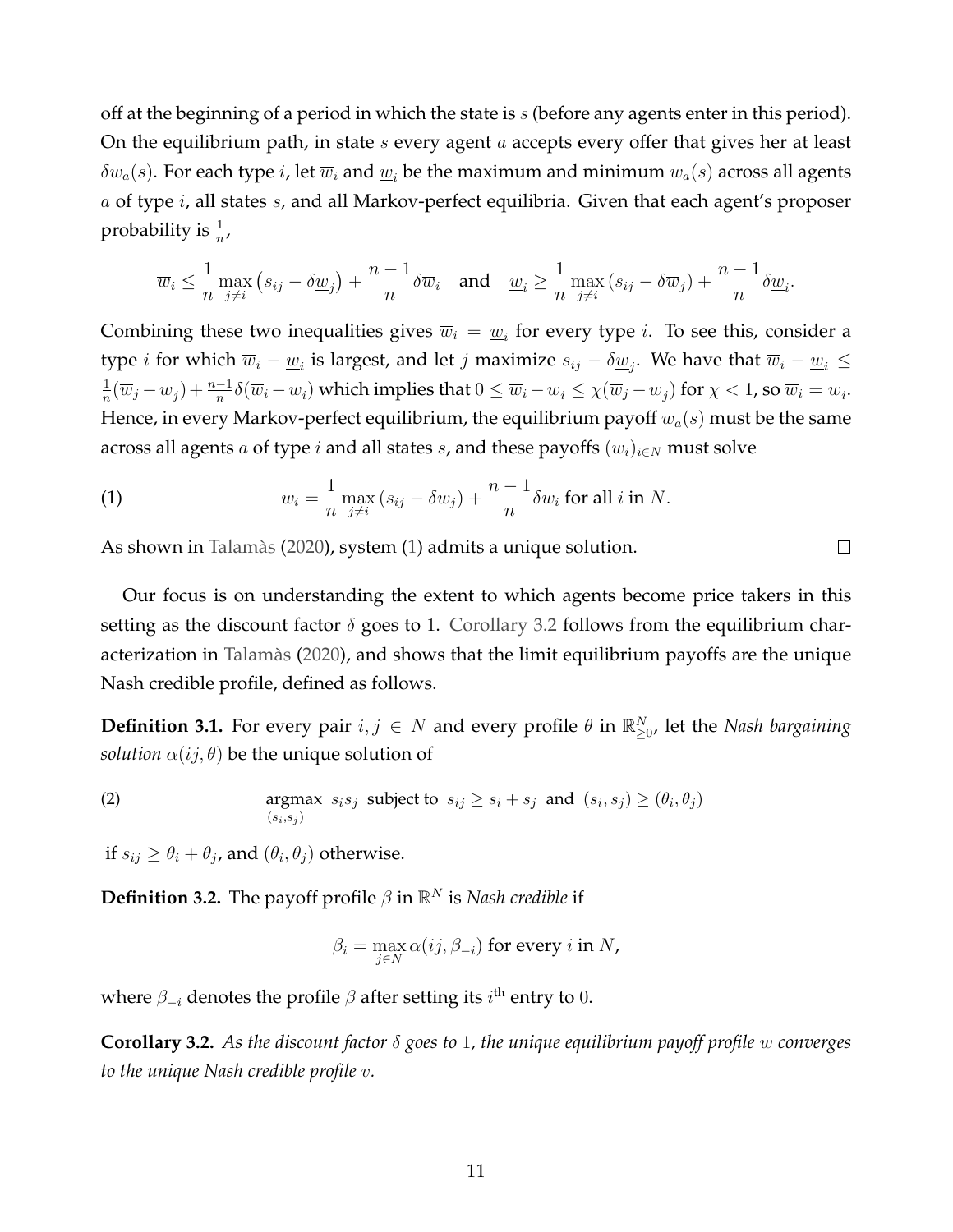off at the beginning of a period in which the state is $s$ (before any agents enter in this period). On the equilibrium path, in state $s$ every agent $a$ accepts every offer that gives her at least $\delta w_a(s)$. For each type $i$, let $\overline{w}_i$ and $\underline{w}_i$ be the maximum and minimum $w_a(s)$ across all agents $a$ of type $i$, all states $s$, and all Markov-perfect equilibria. Given that each agent's proposer probability is $\frac{1}{n}$,

$$\overline{w}_i \leq \frac{1}{n} \max_{j \neq i} \left( s_{ij} - \delta \underline{w}_j \right) + \frac{n-1}{n} \delta \overline{w}_i \quad \text{and} \quad \underline{w}_i \geq \frac{1}{n} \max_{j \neq i} \left( s_{ij} - \delta \overline{w}_j \right) + \frac{n-1}{n} \delta \underline{w}_i.$$

Combining these two inequalities gives $\overline{w}_i = \underline{w}_i$ for every type $i$. To see this, consider a type $i$ for which $\overline{w}_i - \underline{w}_i$ is largest, and let $j$ maximize $s_{ij} - \delta \underline{w}_j$. We have that $\overline{w}_i - \underline{w}_i \leq \frac{1}{n}(\overline{w}_j - \underline{w}_j) + \frac{n-1}{n}\delta(\overline{w}_i - \underline{w}_i)$ which implies that $0 \leq \overline{w}_i - \underline{w}_i \leq \chi(\overline{w}_j - \underline{w}_j)$ for $\chi < 1$, so $\overline{w}_i = \underline{w}_i$. Hence, in every Markov-perfect equilibrium, the equilibrium payoff $w_a(s)$ must be the same across all agents $a$ of type $i$ and all states $s$, and these payoffs $(w_i)_{i \in N}$ must solve

$$w_i = \frac{1}{n} \max_{j \neq i} \left( s_{ij} - \delta w_j \right) + \frac{n-1}{n} \delta w_i \text{ for all } i \text{ in } N. \tag{1}$$

As shown in Talamàs (2020), system (1) admits a unique solution. □

Our focus is on understanding the extent to which agents become price takers in this setting as the discount factor $\delta$ goes to 1. Corollary 3.2 follows from the equilibrium characterization in Talamàs (2020), and shows that the limit equilibrium payoffs are the unique Nash credible profile, defined as follows.

**Definition 3.1.** For every pair $i, j \in N$ and every profile $\theta$ in $\mathbb{R}^N_{\geq 0}$, let the *Nash bargaining solution* $\alpha(ij, \theta)$ be the unique solution of

$$\underset{(s_i, s_j)}{\operatorname{argmax}} \;\; s_i s_j \;\; \text{subject to} \;\; s_{ij} \geq s_i + s_j \;\; \text{and} \;\; (s_i, s_j) \geq (\theta_i, \theta_j) \tag{2}$$

if $s_{ij} \geq \theta_i + \theta_j$, and $(\theta_i, \theta_j)$ otherwise.

**Definition 3.2.** The payoff profile $\beta$ in $\mathbb{R}^N$ is *Nash credible* if

$$\beta_i = \max_{j \in N} \alpha(ij, \beta_{-i}) \text{ for every } i \text{ in } N,$$

where $\beta_{-i}$ denotes the profile $\beta$ after setting its $i^{\text{th}}$ entry to 0.

**Corollary 3.2.** *As the discount factor $\delta$ goes to 1, the unique equilibrium payoff profile $w$ converges to the unique Nash credible profile $v$.*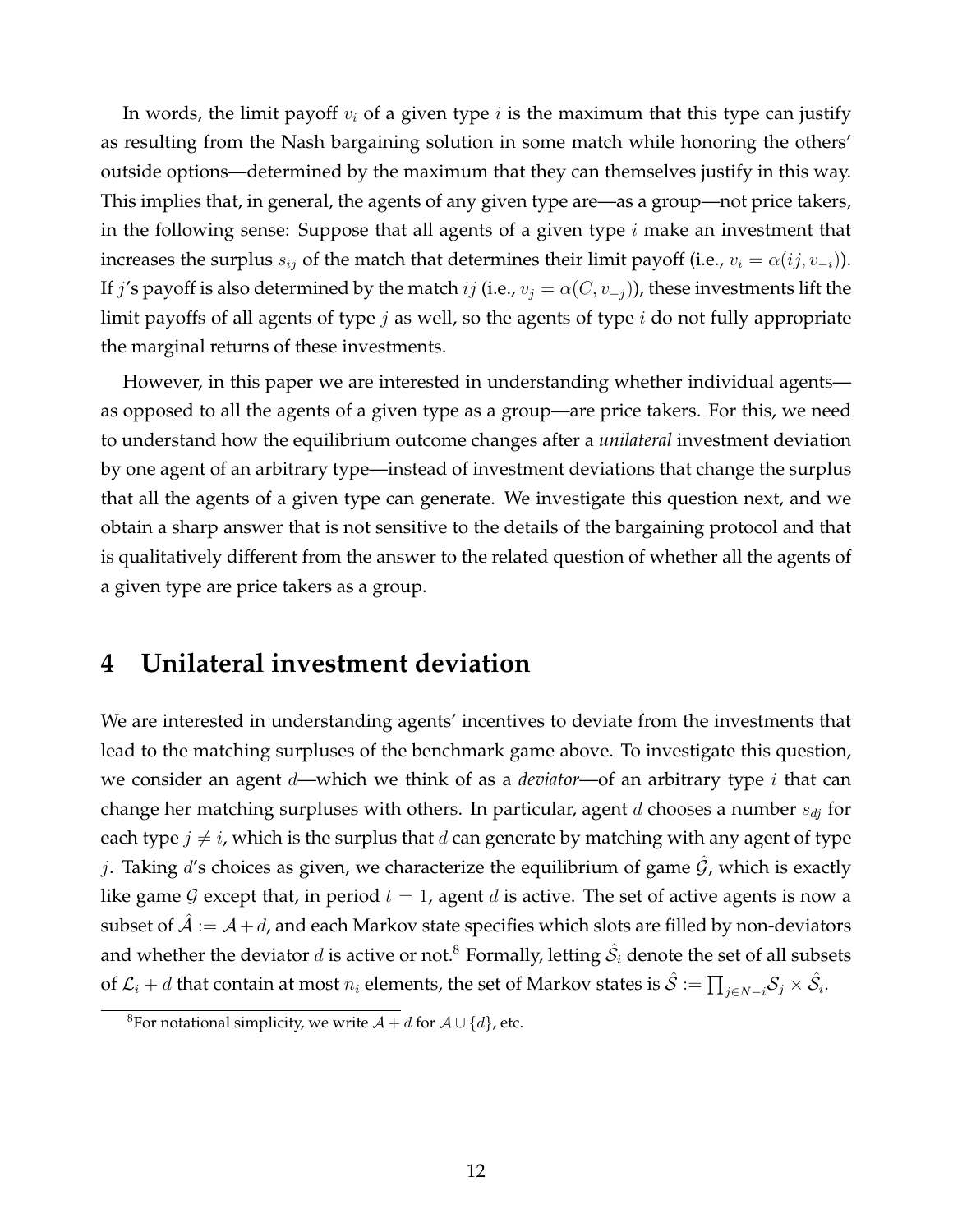In words, the limit payoff $v_i$ of a given type $i$ is the maximum that this type can justify as resulting from the Nash bargaining solution in some match while honoring the others' outside options—determined by the maximum that they can themselves justify in this way. This implies that, in general, the agents of any given type are—as a group—not price takers, in the following sense: Suppose that all agents of a given type $i$ make an investment that increases the surplus $s_{ij}$ of the match that determines their limit payoff (i.e., $v_i = \alpha(ij, v_{-i})$). If $j$'s payoff is also determined by the match $ij$ (i.e., $v_j = \alpha(C, v_{-j})$), these investments lift the limit payoffs of all agents of type $j$ as well, so the agents of type $i$ do not fully appropriate the marginal returns of these investments.

However, in this paper we are interested in understanding whether individual agents—as opposed to all the agents of a given type as a group—are price takers. For this, we need to understand how the equilibrium outcome changes after a *unilateral* investment deviation by one agent of an arbitrary type—instead of investment deviations that change the surplus that all the agents of a given type can generate. We investigate this question next, and we obtain a sharp answer that is not sensitive to the details of the bargaining protocol and that is qualitatively different from the answer to the related question of whether all the agents of a given type are price takers as a group.

# 4 Unilateral investment deviation

We are interested in understanding agents' incentives to deviate from the investments that lead to the matching surpluses of the benchmark game above. To investigate this question, we consider an agent $d$—which we think of as a *deviator*—of an arbitrary type $i$ that can change her matching surpluses with others. In particular, agent $d$ chooses a number $s_{dj}$ for each type $j \neq i$, which is the surplus that $d$ can generate by matching with any agent of type $j$. Taking $d$'s choices as given, we characterize the equilibrium of game $\hat{\mathcal{G}}$, which is exactly like game $\mathcal{G}$ except that, in period $t = 1$, agent $d$ is active. The set of active agents is now a subset of $\hat{\mathcal{A}} := \mathcal{A} + d$, and each Markov state specifies which slots are filled by non-deviators and whether the deviator $d$ is active or not.[8] Formally, letting $\hat{\mathcal{S}}_i$ denote the set of all subsets of $\mathcal{L}_i + d$ that contain at most $n_i$ elements, the set of Markov states is $\hat{\mathcal{S}} := \prod_{j \in N-i} \mathcal{S}_j \times \hat{\mathcal{S}}_i$.

[8] For notational simplicity, we write $\mathcal{A} + d$ for $\mathcal{A} \cup \{d\}$, etc.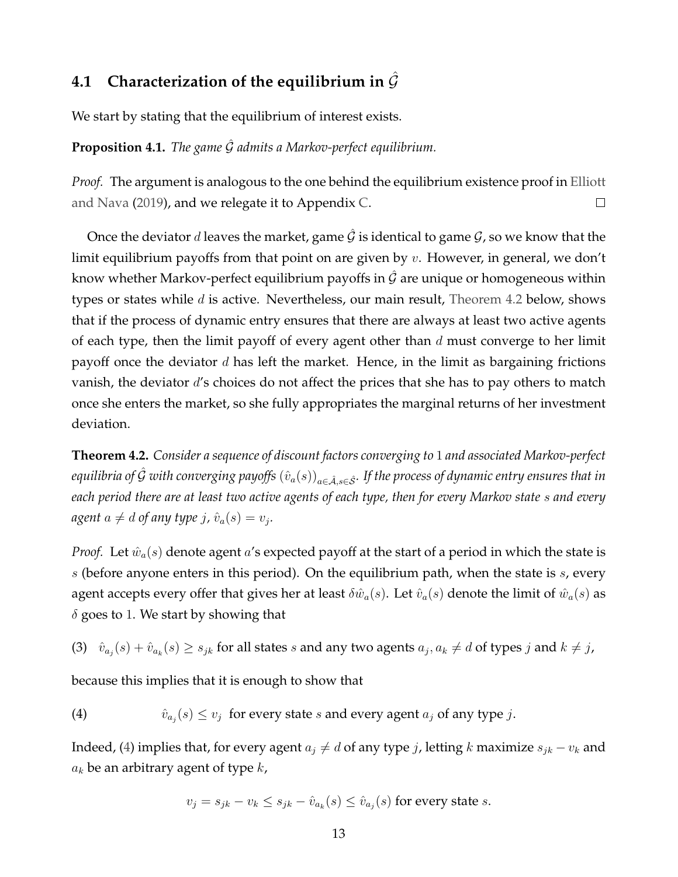### 4.1 Characterization of the equilibrium in $\hat{\mathcal{G}}$

We start by stating that the equilibrium of interest exists.

**Proposition 4.1.** *The game $\hat{\mathcal{G}}$ admits a Markov-perfect equilibrium.*

*Proof.* The argument is analogous to the one behind the equilibrium existence proof in Elliott and Nava (2019), and we relegate it to Appendix C. $\square$

Once the deviator $d$ leaves the market, game $\hat{\mathcal{G}}$ is identical to game $\mathcal{G}$, so we know that the limit equilibrium payoffs from that point on are given by $v$. However, in general, we don't know whether Markov-perfect equilibrium payoffs in $\hat{\mathcal{G}}$ are unique or homogeneous within types or states while $d$ is active. Nevertheless, our main result, Theorem 4.2 below, shows that if the process of dynamic entry ensures that there are always at least two active agents of each type, then the limit payoff of every agent other than $d$ must converge to her limit payoff once the deviator $d$ has left the market. Hence, in the limit as bargaining frictions vanish, the deviator $d$'s choices do not affect the prices that she has to pay others to match once she enters the market, so she fully appropriates the marginal returns of her investment deviation.

**Theorem 4.2.** *Consider a sequence of discount factors converging to 1 and associated Markov-perfect equilibria of $\hat{\mathcal{G}}$ with converging payoffs $(\hat{v}_a(s))_{a\in\hat{\mathcal{A}},s\in\hat{\mathcal{S}}}$. If the process of dynamic entry ensures that in each period there are at least two active agents of each type, then for every Markov state $s$ and every agent $a \neq d$ of any type $j$, $\hat{v}_a(s) = v_j$.*

*Proof.* Let $\hat{w}_a(s)$ denote agent $a$'s expected payoff at the start of a period in which the state is $s$ (before anyone enters in this period). On the equilibrium path, when the state is $s$, every agent accepts every offer that gives her at least $\delta\hat{w}_a(s)$. Let $\hat{v}_a(s)$ denote the limit of $\hat{w}_a(s)$ as $\delta$ goes to 1. We start by showing that

(3) $\quad \hat{v}_{a_j}(s) + \hat{v}_{a_k}(s) \geq s_{jk}$ for all states $s$ and any two agents $a_j, a_k \neq d$ of types $j$ and $k \neq j$,

because this implies that it is enough to show that

(4) $\qquad\qquad \hat{v}_{a_j}(s) \leq v_j$ for every state $s$ and every agent $a_j$ of any type $j$.

Indeed, (4) implies that, for every agent $a_j \neq d$ of any type $j$, letting $k$ maximize $s_{jk} - v_k$ and $a_k$ be an arbitrary agent of type $k$,

$$v_j = s_{jk} - v_k \leq s_{jk} - \hat{v}_{a_k}(s) \leq \hat{v}_{a_j}(s) \text{ for every state } s.$$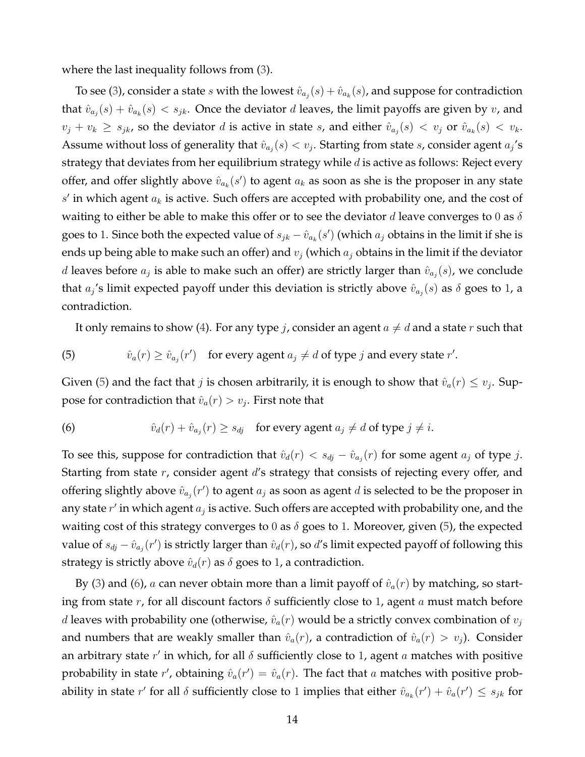where the last inequality follows from (3).

To see (3), consider a state $s$ with the lowest $\hat{v}_{a_j}(s) + \hat{v}_{a_k}(s)$, and suppose for contradiction that $\hat{v}_{a_j}(s) + \hat{v}_{a_k}(s) < s_{jk}$. Once the deviator $d$ leaves, the limit payoffs are given by $v$, and $v_j + v_k \geq s_{jk}$, so the deviator $d$ is active in state $s$, and either $\hat{v}_{a_j}(s) < v_j$ or $\hat{v}_{a_k}(s) < v_k$. Assume without loss of generality that $\hat{v}_{a_j}(s) < v_j$. Starting from state $s$, consider agent $a_j$'s strategy that deviates from her equilibrium strategy while $d$ is active as follows: Reject every offer, and offer slightly above $\hat{v}_{a_k}(s')$ to agent $a_k$ as soon as she is the proposer in any state $s'$ in which agent $a_k$ is active. Such offers are accepted with probability one, and the cost of waiting to either be able to make this offer or to see the deviator $d$ leave converges to $0$ as $\delta$ goes to $1$. Since both the expected value of $s_{jk} - \hat{v}_{a_k}(s')$ (which $a_j$ obtains in the limit if she is ends up being able to make such an offer) and $v_j$ (which $a_j$ obtains in the limit if the deviator $d$ leaves before $a_j$ is able to make such an offer) are strictly larger than $\hat{v}_{a_j}(s)$, we conclude that $a_j$'s limit expected payoff under this deviation is strictly above $\hat{v}_{a_j}(s)$ as $\delta$ goes to $1$, a contradiction.

It only remains to show (4). For any type $j$, consider an agent $a \neq d$ and a state $r$ such that

$$\hat{v}_a(r) \geq \hat{v}_{a_j}(r') \quad \text{for every agent } a_j \neq d \text{ of type } j \text{ and every state } r'. \tag{5}$$

Given (5) and the fact that $j$ is chosen arbitrarily, it is enough to show that $\hat{v}_a(r) \leq v_j$. Suppose for contradiction that $\hat{v}_a(r) > v_j$. First note that

$$\hat{v}_d(r) + \hat{v}_{a_j}(r) \geq s_{dj} \quad \text{for every agent } a_j \neq d \text{ of type } j \neq i. \tag{6}$$

To see this, suppose for contradiction that $\hat{v}_d(r) < s_{dj} - \hat{v}_{a_j}(r)$ for some agent $a_j$ of type $j$. Starting from state $r$, consider agent $d$'s strategy that consists of rejecting every offer, and offering slightly above $\hat{v}_{a_j}(r')$ to agent $a_j$ as soon as agent $d$ is selected to be the proposer in any state $r'$ in which agent $a_j$ is active. Such offers are accepted with probability one, and the waiting cost of this strategy converges to $0$ as $\delta$ goes to $1$. Moreover, given (5), the expected value of $s_{dj} - \hat{v}_{a_j}(r')$ is strictly larger than $\hat{v}_d(r)$, so $d$'s limit expected payoff of following this strategy is strictly above $\hat{v}_d(r)$ as $\delta$ goes to $1$, a contradiction.

By (3) and (6), $a$ can never obtain more than a limit payoff of $\hat{v}_a(r)$ by matching, so starting from state $r$, for all discount factors $\delta$ sufficiently close to $1$, agent $a$ must match before $d$ leaves with probability one (otherwise, $\hat{v}_a(r)$ would be a strictly convex combination of $v_j$ and numbers that are weakly smaller than $\hat{v}_a(r)$, a contradiction of $\hat{v}_a(r) > v_j$). Consider an arbitrary state $r'$ in which, for all $\delta$ sufficiently close to $1$, agent $a$ matches with positive probability in state $r'$, obtaining $\hat{v}_a(r') = \hat{v}_a(r)$. The fact that $a$ matches with positive probability in state $r'$ for all $\delta$ sufficiently close to $1$ implies that either $\hat{v}_{a_k}(r') + \hat{v}_a(r') \leq s_{jk}$ for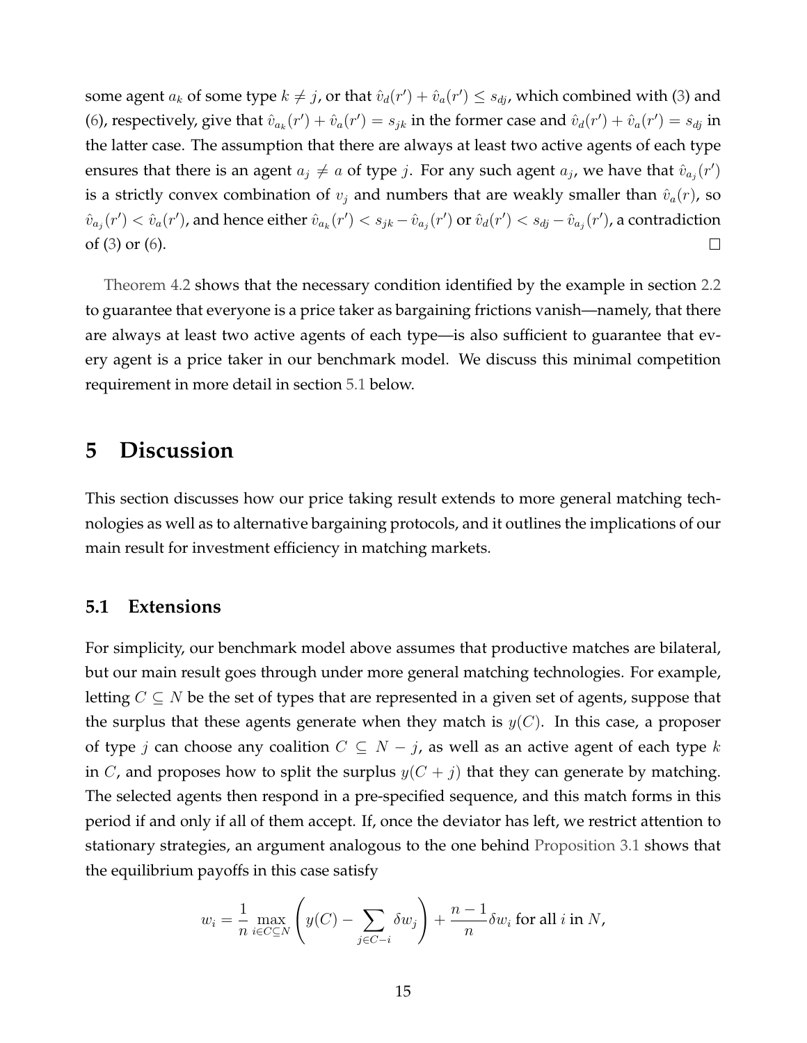some agent $a_k$ of some type $k \neq j$, or that $\hat{v}_d(r') + \hat{v}_a(r') \leq s_{dj}$, which combined with (3) and (6), respectively, give that $\hat{v}_{a_k}(r') + \hat{v}_a(r') = s_{jk}$ in the former case and $\hat{v}_d(r') + \hat{v}_a(r') = s_{dj}$ in the latter case. The assumption that there are always at least two active agents of each type ensures that there is an agent $a_j \neq a$ of type $j$. For any such agent $a_j$, we have that $\hat{v}_{a_j}(r')$ is a strictly convex combination of $v_j$ and numbers that are weakly smaller than $\hat{v}_a(r)$, so $\hat{v}_{a_j}(r') < \hat{v}_a(r')$, and hence either $\hat{v}_{a_k}(r') < s_{jk} - \hat{v}_{a_j}(r')$ or $\hat{v}_d(r') < s_{dj} - \hat{v}_{a_j}(r')$, a contradiction of (3) or (6). □

Theorem 4.2 shows that the necessary condition identified by the example in section 2.2 to guarantee that everyone is a price taker as bargaining frictions vanish—namely, that there are always at least two active agents of each type—is also sufficient to guarantee that every agent is a price taker in our benchmark model. We discuss this minimal competition requirement in more detail in section 5.1 below.

# 5 Discussion

This section discusses how our price taking result extends to more general matching technologies as well as to alternative bargaining protocols, and it outlines the implications of our main result for investment efficiency in matching markets.

## 5.1 Extensions

For simplicity, our benchmark model above assumes that productive matches are bilateral, but our main result goes through under more general matching technologies. For example, letting $C \subseteq N$ be the set of types that are represented in a given set of agents, suppose that the surplus that these agents generate when they match is $y(C)$. In this case, a proposer of type $j$ can choose any coalition $C \subseteq N - j$, as well as an active agent of each type $k$ in $C$, and proposes how to split the surplus $y(C + j)$ that they can generate by matching. The selected agents then respond in a pre-specified sequence, and this match forms in this period if and only if all of them accept. If, once the deviator has left, we restrict attention to stationary strategies, an argument analogous to the one behind Proposition 3.1 shows that the equilibrium payoffs in this case satisfy

$$w_i = \frac{1}{n} \max_{i \in C \subseteq N} \left( y(C) - \sum_{j \in C - i} \delta w_j \right) + \frac{n-1}{n} \delta w_i \text{ for all } i \text{ in } N,$$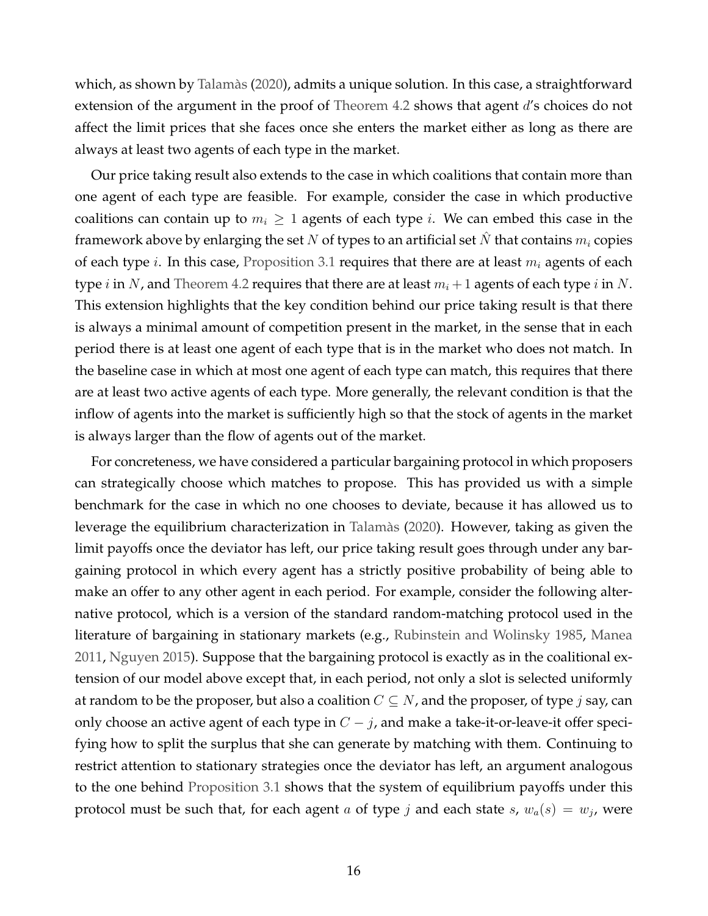which, as shown by Talamàs (2020), admits a unique solution. In this case, a straightforward extension of the argument in the proof of Theorem 4.2 shows that agent $d$'s choices do not affect the limit prices that she faces once she enters the market either as long as there are always at least two agents of each type in the market.

Our price taking result also extends to the case in which coalitions that contain more than one agent of each type are feasible. For example, consider the case in which productive coalitions can contain up to $m_i \geq 1$ agents of each type $i$. We can embed this case in the framework above by enlarging the set $N$ of types to an artificial set $\hat{N}$ that contains $m_i$ copies of each type $i$. In this case, Proposition 3.1 requires that there are at least $m_i$ agents of each type $i$ in $N$, and Theorem 4.2 requires that there are at least $m_i + 1$ agents of each type $i$ in $N$. This extension highlights that the key condition behind our price taking result is that there is always a minimal amount of competition present in the market, in the sense that in each period there is at least one agent of each type that is in the market who does not match. In the baseline case in which at most one agent of each type can match, this requires that there are at least two active agents of each type. More generally, the relevant condition is that the inflow of agents into the market is sufficiently high so that the stock of agents in the market is always larger than the flow of agents out of the market.

For concreteness, we have considered a particular bargaining protocol in which proposers can strategically choose which matches to propose. This has provided us with a simple benchmark for the case in which no one chooses to deviate, because it has allowed us to leverage the equilibrium characterization in Talamàs (2020). However, taking as given the limit payoffs once the deviator has left, our price taking result goes through under any bargaining protocol in which every agent has a strictly positive probability of being able to make an offer to any other agent in each period. For example, consider the following alternative protocol, which is a version of the standard random-matching protocol used in the literature of bargaining in stationary markets (e.g., Rubinstein and Wolinsky 1985, Manea 2011, Nguyen 2015). Suppose that the bargaining protocol is exactly as in the coalitional extension of our model above except that, in each period, not only a slot is selected uniformly at random to be the proposer, but also a coalition $C \subseteq N$, and the proposer, of type $j$ say, can only choose an active agent of each type in $C - j$, and make a take-it-or-leave-it offer specifying how to split the surplus that she can generate by matching with them. Continuing to restrict attention to stationary strategies once the deviator has left, an argument analogous to the one behind Proposition 3.1 shows that the system of equilibrium payoffs under this protocol must be such that, for each agent $a$ of type $j$ and each state $s$, $w_a(s) = w_j$, were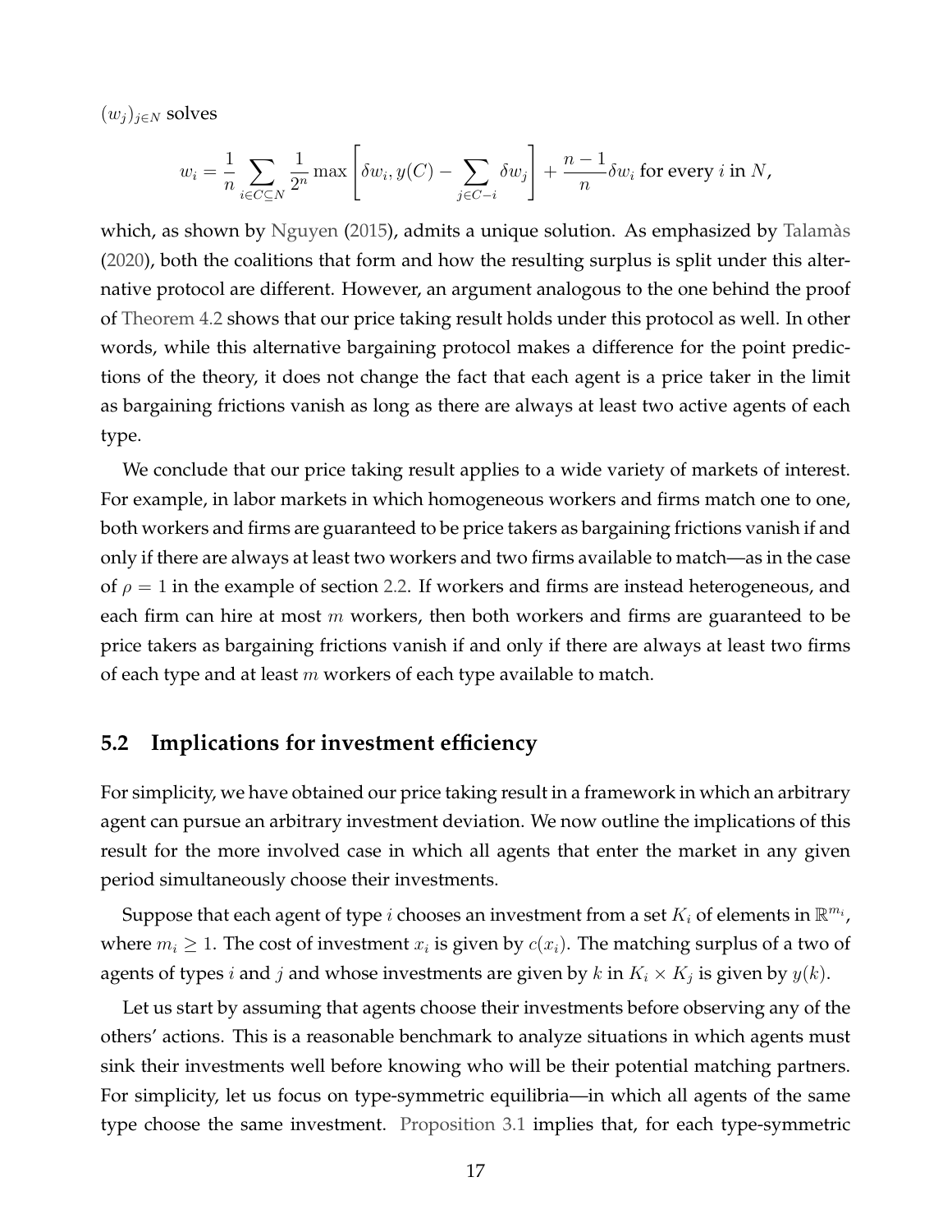$(w_j)_{j \in N}$ solves

$$w_i = \frac{1}{n} \sum_{i \in C \subseteq N} \frac{1}{2^n} \max \left[ \delta w_i, y(C) - \sum_{j \in C-i} \delta w_j \right] + \frac{n-1}{n} \delta w_i \text{ for every } i \text{ in } N,$$

which, as shown by Nguyen (2015), admits a unique solution. As emphasized by Talamàs (2020), both the coalitions that form and how the resulting surplus is split under this alternative protocol are different. However, an argument analogous to the one behind the proof of Theorem 4.2 shows that our price taking result holds under this protocol as well. In other words, while this alternative bargaining protocol makes a difference for the point predictions of the theory, it does not change the fact that each agent is a price taker in the limit as bargaining frictions vanish as long as there are always at least two active agents of each type.

We conclude that our price taking result applies to a wide variety of markets of interest. For example, in labor markets in which homogeneous workers and firms match one to one, both workers and firms are guaranteed to be price takers as bargaining frictions vanish if and only if there are always at least two workers and two firms available to match—as in the case of $\rho = 1$ in the example of section 2.2. If workers and firms are instead heterogeneous, and each firm can hire at most $m$ workers, then both workers and firms are guaranteed to be price takers as bargaining frictions vanish if and only if there are always at least two firms of each type and at least $m$ workers of each type available to match.

## 5.2 Implications for investment efficiency

For simplicity, we have obtained our price taking result in a framework in which an arbitrary agent can pursue an arbitrary investment deviation. We now outline the implications of this result for the more involved case in which all agents that enter the market in any given period simultaneously choose their investments.

Suppose that each agent of type $i$ chooses an investment from a set $K_i$ of elements in $\mathbb{R}^{m_i}$, where $m_i \geq 1$. The cost of investment $x_i$ is given by $c(x_i)$. The matching surplus of a two of agents of types $i$ and $j$ and whose investments are given by $k$ in $K_i \times K_j$ is given by $y(k)$.

Let us start by assuming that agents choose their investments before observing any of the others' actions. This is a reasonable benchmark to analyze situations in which agents must sink their investments well before knowing who will be their potential matching partners. For simplicity, let us focus on type-symmetric equilibria—in which all agents of the same type choose the same investment. Proposition 3.1 implies that, for each type-symmetric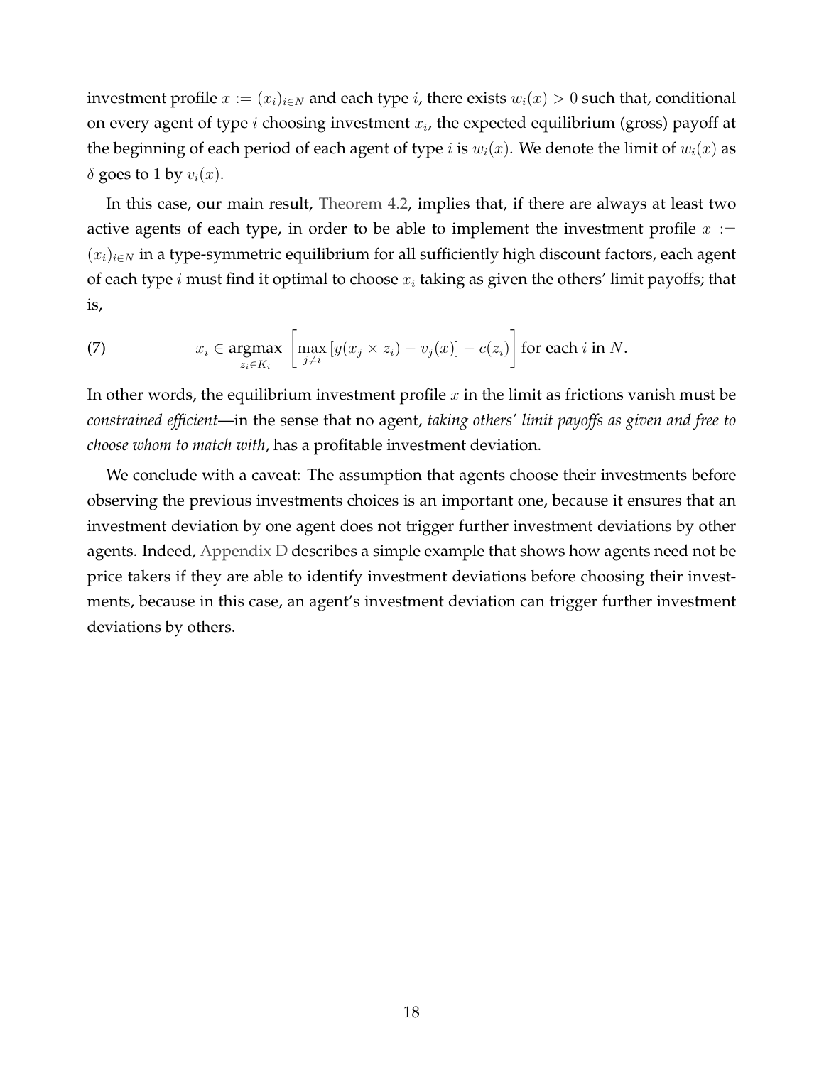investment profile $x := (x_i)_{i \in N}$ and each type $i$, there exists $w_i(x) > 0$ such that, conditional on every agent of type $i$ choosing investment $x_i$, the expected equilibrium (gross) payoff at the beginning of each period of each agent of type $i$ is $w_i(x)$. We denote the limit of $w_i(x)$ as $\delta$ goes to 1 by $v_i(x)$.

In this case, our main result, Theorem 4.2, implies that, if there are always at least two active agents of each type, in order to be able to implement the investment profile $x := (x_i)_{i \in N}$ in a type-symmetric equilibrium for all sufficiently high discount factors, each agent of each type $i$ must find it optimal to choose $x_i$ taking as given the others' limit payoffs; that is,

$$x_i \in \operatorname*{argmax}_{z_i \in K_i} \left[ \max_{j \neq i} \left[ y(x_j \times z_i) - v_j(x) \right] - c(z_i) \right] \text{ for each } i \text{ in } N. \tag{7}$$

In other words, the equilibrium investment profile $x$ in the limit as frictions vanish must be *constrained efficient*—in the sense that no agent, *taking others' limit payoffs as given and free to choose whom to match with*, has a profitable investment deviation.

We conclude with a caveat: The assumption that agents choose their investments before observing the previous investments choices is an important one, because it ensures that an investment deviation by one agent does not trigger further investment deviations by other agents. Indeed, Appendix D describes a simple example that shows how agents need not be price takers if they are able to identify investment deviations before choosing their investments, because in this case, an agent's investment deviation can trigger further investment deviations by others.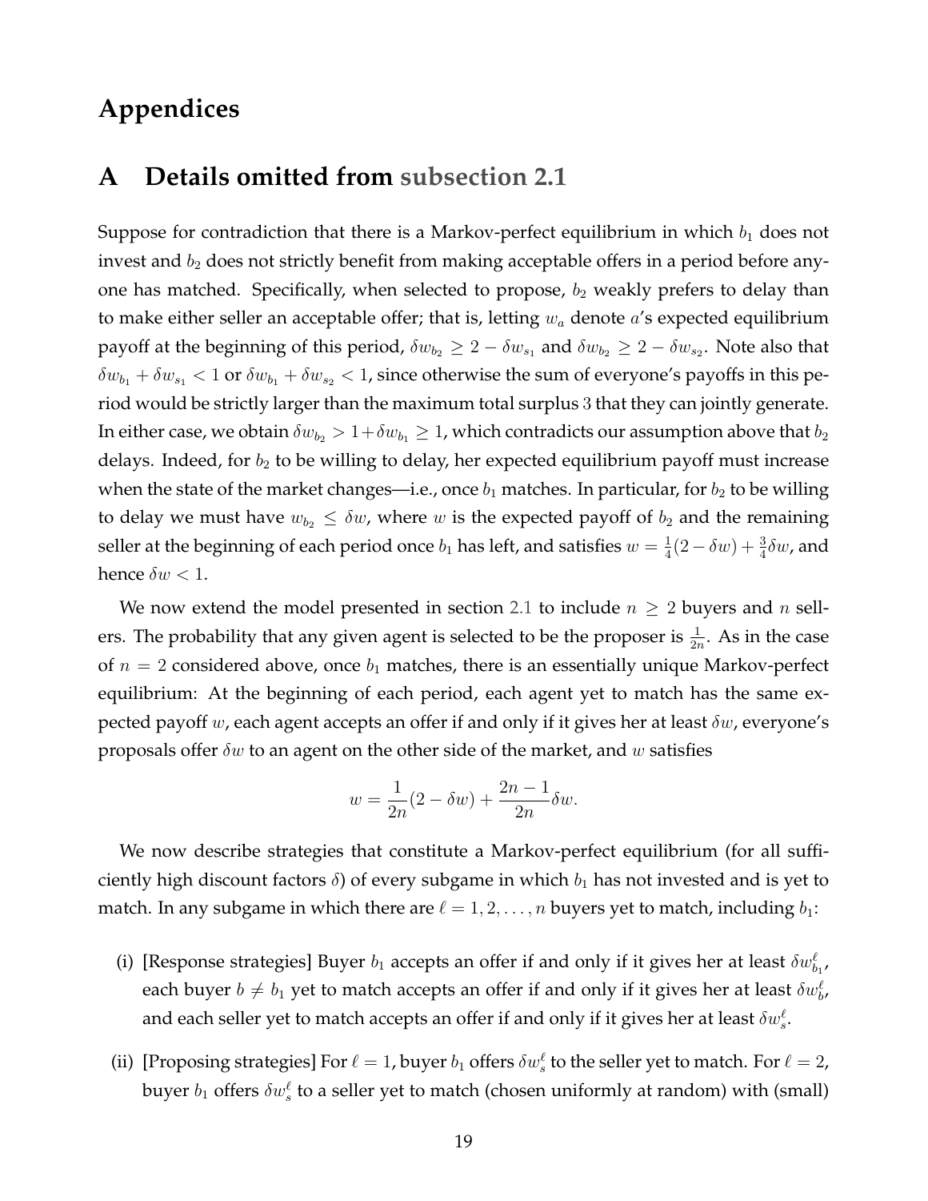# Appendices

## A Details omitted from subsection 2.1

Suppose for contradiction that there is a Markov-perfect equilibrium in which $b_1$ does not invest and $b_2$ does not strictly benefit from making acceptable offers in a period before anyone has matched. Specifically, when selected to propose, $b_2$ weakly prefers to delay than to make either seller an acceptable offer; that is, letting $w_a$ denote $a$'s expected equilibrium payoff at the beginning of this period, $\delta w_{b_2} \geq 2 - \delta w_{s_1}$ and $\delta w_{b_2} \geq 2 - \delta w_{s_2}$. Note also that $\delta w_{b_1} + \delta w_{s_1} < 1$ or $\delta w_{b_1} + \delta w_{s_2} < 1$, since otherwise the sum of everyone's payoffs in this period would be strictly larger than the maximum total surplus 3 that they can jointly generate. In either case, we obtain $\delta w_{b_2} > 1 + \delta w_{b_1} \geq 1$, which contradicts our assumption above that $b_2$ delays. Indeed, for $b_2$ to be willing to delay, her expected equilibrium payoff must increase when the state of the market changes—i.e., once $b_1$ matches. In particular, for $b_2$ to be willing to delay we must have $w_{b_2} \leq \delta w$, where $w$ is the expected payoff of $b_2$ and the remaining seller at the beginning of each period once $b_1$ has left, and satisfies $w = \frac{1}{4}(2 - \delta w) + \frac{3}{4}\delta w$, and hence $\delta w < 1$.

We now extend the model presented in section 2.1 to include $n \geq 2$ buyers and $n$ sellers. The probability that any given agent is selected to be the proposer is $\frac{1}{2n}$. As in the case of $n = 2$ considered above, once $b_1$ matches, there is an essentially unique Markov-perfect equilibrium: At the beginning of each period, each agent yet to match has the same expected payoff $w$, each agent accepts an offer if and only if it gives her at least $\delta w$, everyone's proposals offer $\delta w$ to an agent on the other side of the market, and $w$ satisfies

$$w = \frac{1}{2n}(2 - \delta w) + \frac{2n-1}{2n}\delta w.$$

We now describe strategies that constitute a Markov-perfect equilibrium (for all sufficiently high discount factors $\delta$) of every subgame in which $b_1$ has not invested and is yet to match. In any subgame in which there are $\ell = 1, 2, \ldots, n$ buyers yet to match, including $b_1$:

(i) [Response strategies] Buyer $b_1$ accepts an offer if and only if it gives her at least $\delta w^{\ell}_{b_1}$, each buyer $b \neq b_1$ yet to match accepts an offer if and only if it gives her at least $\delta w^{\ell}_{b}$, and each seller yet to match accepts an offer if and only if it gives her at least $\delta w^{\ell}_{s}$.

(ii) [Proposing strategies] For $\ell = 1$, buyer $b_1$ offers $\delta w^{\ell}_{s}$ to the seller yet to match. For $\ell = 2$, buyer $b_1$ offers $\delta w^{\ell}_{s}$ to a seller yet to match (chosen uniformly at random) with (small)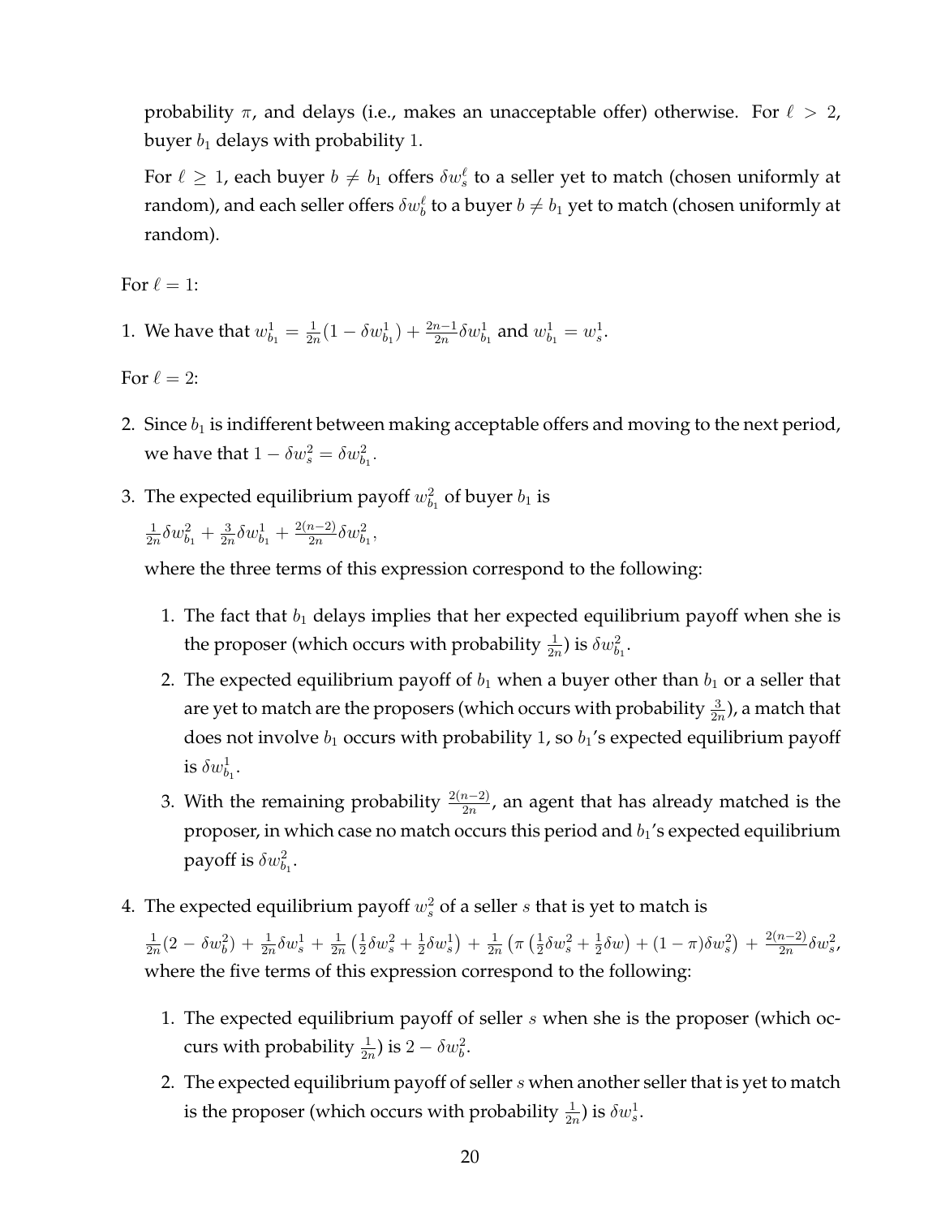probability $\pi$, and delays (i.e., makes an unacceptable offer) otherwise. For $\ell > 2$, buyer $b_1$ delays with probability 1.

For $\ell \geq 1$, each buyer $b \neq b_1$ offers $\delta w_s^\ell$ to a seller yet to match (chosen uniformly at random), and each seller offers $\delta w_b^\ell$ to a buyer $b \neq b_1$ yet to match (chosen uniformly at random).

For $\ell = 1$:

1. We have that $w_{b_1}^1 = \frac{1}{2n}(1 - \delta w_{b_1}^1) + \frac{2n-1}{2n}\delta w_{b_1}^1$ and $w_{b_1}^1 = w_s^1$.

For $\ell = 2$:

2. Since $b_1$ is indifferent between making acceptable offers and moving to the next period, we have that $1 - \delta w_s^2 = \delta w_{b_1}^2$.

3. The expected equilibrium payoff $w_{b_1}^2$ of buyer $b_1$ is

   $\frac{1}{2n}\delta w_{b_1}^2 + \frac{3}{2n}\delta w_{b_1}^1 + \frac{2(n-2)}{2n}\delta w_{b_1}^2$,

   where the three terms of this expression correspond to the following:

   1. The fact that $b_1$ delays implies that her expected equilibrium payoff when she is the proposer (which occurs with probability $\frac{1}{2n}$) is $\delta w_{b_1}^2$.
   2. The expected equilibrium payoff of $b_1$ when a buyer other than $b_1$ or a seller that are yet to match are the proposers (which occurs with probability $\frac{3}{2n}$), a match that does not involve $b_1$ occurs with probability 1, so $b_1$'s expected equilibrium payoff is $\delta w_{b_1}^1$.
   3. With the remaining probability $\frac{2(n-2)}{2n}$, an agent that has already matched is the proposer, in which case no match occurs this period and $b_1$'s expected equilibrium payoff is $\delta w_{b_1}^2$.

4. The expected equilibrium payoff $w_s^2$ of a seller $s$ that is yet to match is

   $\frac{1}{2n}(2 - \delta w_b^2) + \frac{1}{2n}\delta w_s^1 + \frac{1}{2n}\left(\frac{1}{2}\delta w_s^2 + \frac{1}{2}\delta w_s^1\right) + \frac{1}{2n}\left(\pi\left(\frac{1}{2}\delta w_s^2 + \frac{1}{2}\delta w\right) + (1-\pi)\delta w_s^2\right) + \frac{2(n-2)}{2n}\delta w_s^2$,

   where the five terms of this expression correspond to the following:

   1. The expected equilibrium payoff of seller $s$ when she is the proposer (which occurs with probability $\frac{1}{2n}$) is $2 - \delta w_b^2$.
   2. The expected equilibrium payoff of seller $s$ when another seller that is yet to match is the proposer (which occurs with probability $\frac{1}{2n}$) is $\delta w_s^1$.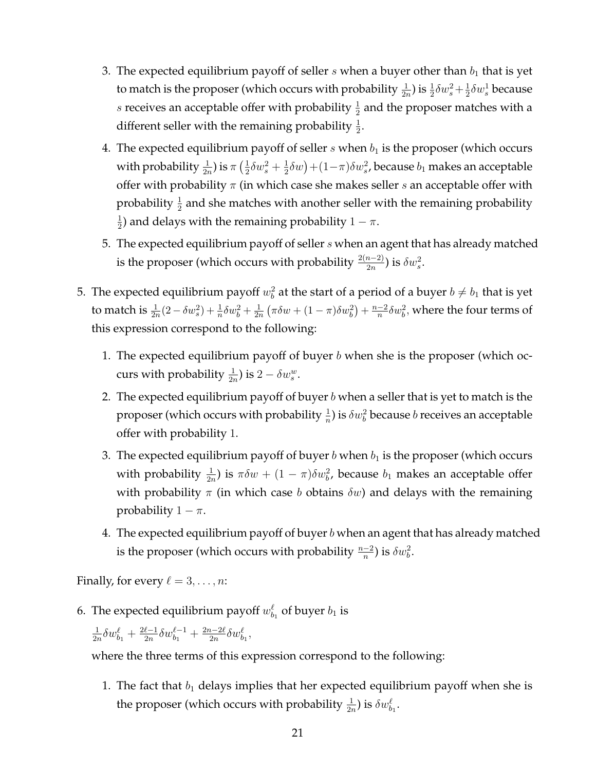3. The expected equilibrium payoff of seller $s$ when a buyer other than $b_1$ that is yet to match is the proposer (which occurs with probability $\frac{1}{2n}$) is $\frac{1}{2}\delta w_s^2 + \frac{1}{2}\delta w_s^1$ because $s$ receives an acceptable offer with probability $\frac{1}{2}$ and the proposer matches with a different seller with the remaining probability $\frac{1}{2}$.

4. The expected equilibrium payoff of seller $s$ when $b_1$ is the proposer (which occurs with probability $\frac{1}{2n}$) is $\pi\left(\frac{1}{2}\delta w_s^2 + \frac{1}{2}\delta w\right) + (1-\pi)\delta w_s^2$, because $b_1$ makes an acceptable offer with probability $\pi$ (in which case she makes seller $s$ an acceptable offer with probability $\frac{1}{2}$ and she matches with another seller with the remaining probability $\frac{1}{2}$) and delays with the remaining probability $1-\pi$.

5. The expected equilibrium payoff of seller $s$ when an agent that has already matched is the proposer (which occurs with probability $\frac{2(n-2)}{2n}$) is $\delta w_s^2$.

5. The expected equilibrium payoff $w_b^2$ at the start of a period of a buyer $b \neq b_1$ that is yet to match is $\frac{1}{2n}(2 - \delta w_s^2) + \frac{1}{n}\delta w_b^2 + \frac{1}{2n}\left(\pi\delta w + (1-\pi)\delta w_b^2\right) + \frac{n-2}{n}\delta w_b^2$, where the four terms of this expression correspond to the following:

   1. The expected equilibrium payoff of buyer $b$ when she is the proposer (which occurs with probability $\frac{1}{2n}$) is $2 - \delta w_s^w$.

   2. The expected equilibrium payoff of buyer $b$ when a seller that is yet to match is the proposer (which occurs with probability $\frac{1}{n}$) is $\delta w_b^2$ because $b$ receives an acceptable offer with probability $1$.

   3. The expected equilibrium payoff of buyer $b$ when $b_1$ is the proposer (which occurs with probability $\frac{1}{2n}$) is $\pi\delta w + (1-\pi)\delta w_b^2$, because $b_1$ makes an acceptable offer with probability $\pi$ (in which case $b$ obtains $\delta w$) and delays with the remaining probability $1-\pi$.

   4. The expected equilibrium payoff of buyer $b$ when an agent that has already matched is the proposer (which occurs with probability $\frac{n-2}{n}$) is $\delta w_b^2$.

Finally, for every $\ell = 3, \ldots, n$:

6. The expected equilibrium payoff $w_{b_1}^{\ell}$ of buyer $b_1$ is

   $\frac{1}{2n}\delta w_{b_1}^{\ell} + \frac{2\ell-1}{2n}\delta w_{b_1}^{\ell-1} + \frac{2n-2\ell}{2n}\delta w_{b_1}^{\ell}$,

   where the three terms of this expression correspond to the following:

   1. The fact that $b_1$ delays implies that her expected equilibrium payoff when she is the proposer (which occurs with probability $\frac{1}{2n}$) is $\delta w_{b_1}^{\ell}$.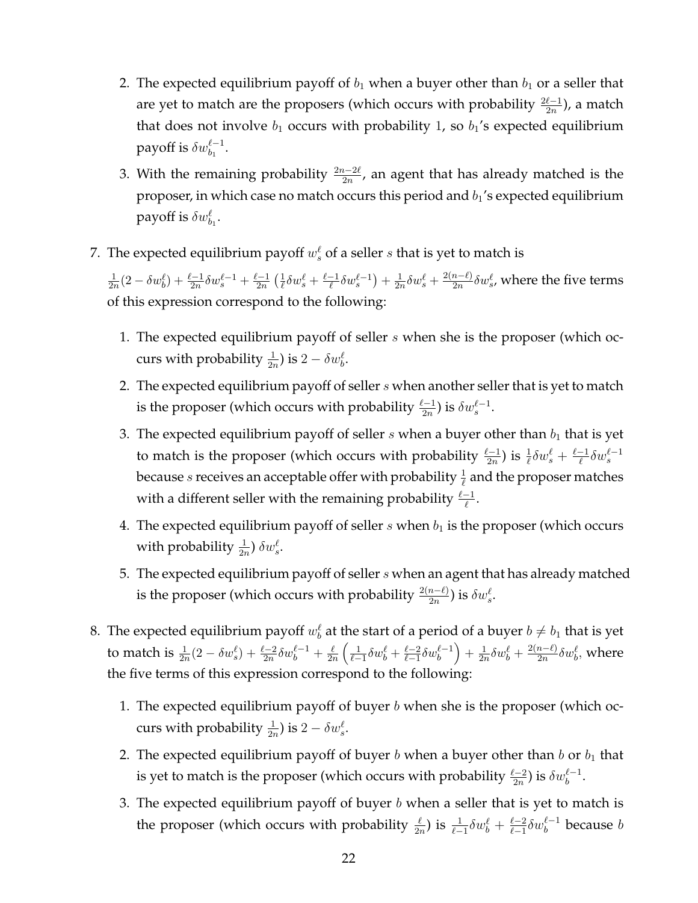2. The expected equilibrium payoff of $b_1$ when a buyer other than $b_1$ or a seller that are yet to match are the proposers (which occurs with probability $\frac{2\ell-1}{2n}$), a match that does not involve $b_1$ occurs with probability 1, so $b_1$'s expected equilibrium payoff is $\delta w_{b_1}^{\ell-1}$.
3. With the remaining probability $\frac{2n-2\ell}{2n}$, an agent that has already matched is the proposer, in which case no match occurs this period and $b_1$'s expected equilibrium payoff is $\delta w_{b_1}^{\ell}$.

7. The expected equilibrium payoff $w_s^\ell$ of a seller $s$ that is yet to match is

   $\frac{1}{2n}(2-\delta w_b^\ell) + \frac{\ell-1}{2n}\delta w_s^{\ell-1} + \frac{\ell-1}{2n}\left(\frac{1}{\ell}\delta w_s^\ell + \frac{\ell-1}{\ell}\delta w_s^{\ell-1}\right) + \frac{1}{2n}\delta w_s^\ell + \frac{2(n-\ell)}{2n}\delta w_s^\ell$, where the five terms of this expression correspond to the following:

   1. The expected equilibrium payoff of seller $s$ when she is the proposer (which occurs with probability $\frac{1}{2n}$) is $2-\delta w_b^\ell$.
   2. The expected equilibrium payoff of seller $s$ when another seller that is yet to match is the proposer (which occurs with probability $\frac{\ell-1}{2n}$) is $\delta w_s^{\ell-1}$.
   3. The expected equilibrium payoff of seller $s$ when a buyer other than $b_1$ that is yet to match is the proposer (which occurs with probability $\frac{\ell-1}{2n}$) is $\frac{1}{\ell}\delta w_s^\ell + \frac{\ell-1}{\ell}\delta w_s^{\ell-1}$ because $s$ receives an acceptable offer with probability $\frac{1}{\ell}$ and the proposer matches with a different seller with the remaining probability $\frac{\ell-1}{\ell}$.
   4. The expected equilibrium payoff of seller $s$ when $b_1$ is the proposer (which occurs with probability $\frac{1}{2n}$) $\delta w_s^\ell$.
   5. The expected equilibrium payoff of seller $s$ when an agent that has already matched is the proposer (which occurs with probability $\frac{2(n-\ell)}{2n}$) is $\delta w_s^\ell$.

8. The expected equilibrium payoff $w_b^\ell$ at the start of a period of a buyer $b \neq b_1$ that is yet to match is $\frac{1}{2n}(2-\delta w_s^\ell) + \frac{\ell-2}{2n}\delta w_b^{\ell-1} + \frac{\ell}{2n}\left(\frac{1}{\ell-1}\delta w_b^\ell + \frac{\ell-2}{\ell-1}\delta w_b^{\ell-1}\right) + \frac{1}{2n}\delta w_b^\ell + \frac{2(n-\ell)}{2n}\delta w_b^\ell$, where the five terms of this expression correspond to the following:

   1. The expected equilibrium payoff of buyer $b$ when she is the proposer (which occurs with probability $\frac{1}{2n}$) is $2-\delta w_s^\ell$.
   2. The expected equilibrium payoff of buyer $b$ when a buyer other than $b$ or $b_1$ that is yet to match is the proposer (which occurs with probability $\frac{\ell-2}{2n}$) is $\delta w_b^{\ell-1}$.
   3. The expected equilibrium payoff of buyer $b$ when a seller that is yet to match is the proposer (which occurs with probability $\frac{\ell}{2n}$) is $\frac{1}{\ell-1}\delta w_b^\ell + \frac{\ell-2}{\ell-1}\delta w_b^{\ell-1}$ because $b$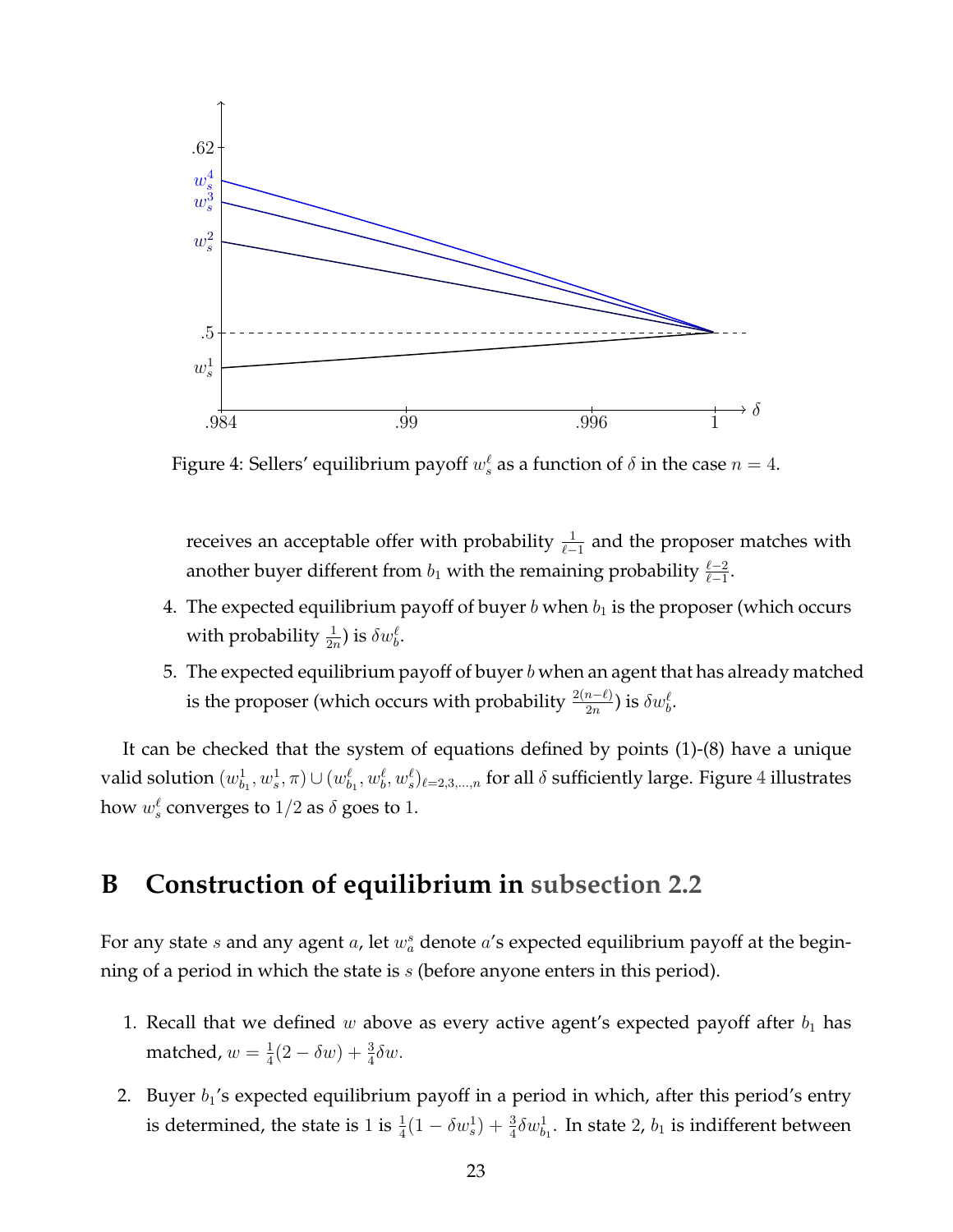Figure 4: Sellers' equilibrium payoff $w_s^\ell$ as a function of $\delta$ in the case $n = 4$.

receives an acceptable offer with probability $\frac{1}{\ell-1}$ and the proposer matches with another buyer different from $b_1$ with the remaining probability $\frac{\ell-2}{\ell-1}$.

4. The expected equilibrium payoff of buyer $b$ when $b_1$ is the proposer (which occurs with probability $\frac{1}{2n}$) is $\delta w_b^\ell$.

5. The expected equilibrium payoff of buyer $b$ when an agent that has already matched is the proposer (which occurs with probability $\frac{2(n-\ell)}{2n}$) is $\delta w_b^\ell$.

It can be checked that the system of equations defined by points (1)-(8) have a unique valid solution $(w_{b_1}^1, w_s^1, \pi) \cup (w_{b_1}^\ell, w_b^\ell, w_s^\ell)_{\ell=2,3,\ldots,n}$ for all $\delta$ sufficiently large. Figure 4 illustrates how $w_s^\ell$ converges to $1/2$ as $\delta$ goes to $1$.

# B Construction of equilibrium in subsection 2.2

For any state $s$ and any agent $a$, let $w_a^s$ denote $a$'s expected equilibrium payoff at the beginning of a period in which the state is $s$ (before anyone enters in this period).

1. Recall that we defined $w$ above as every active agent's expected payoff after $b_1$ has matched, $w = \frac{1}{4}(2 - \delta w) + \frac{3}{4}\delta w$.

2. Buyer $b_1$'s expected equilibrium payoff in a period in which, after this period's entry is determined, the state is $1$ is $\frac{1}{4}(1 - \delta w_s^1) + \frac{3}{4}\delta w_{b_1}^1$. In state $2$, $b_1$ is indifferent between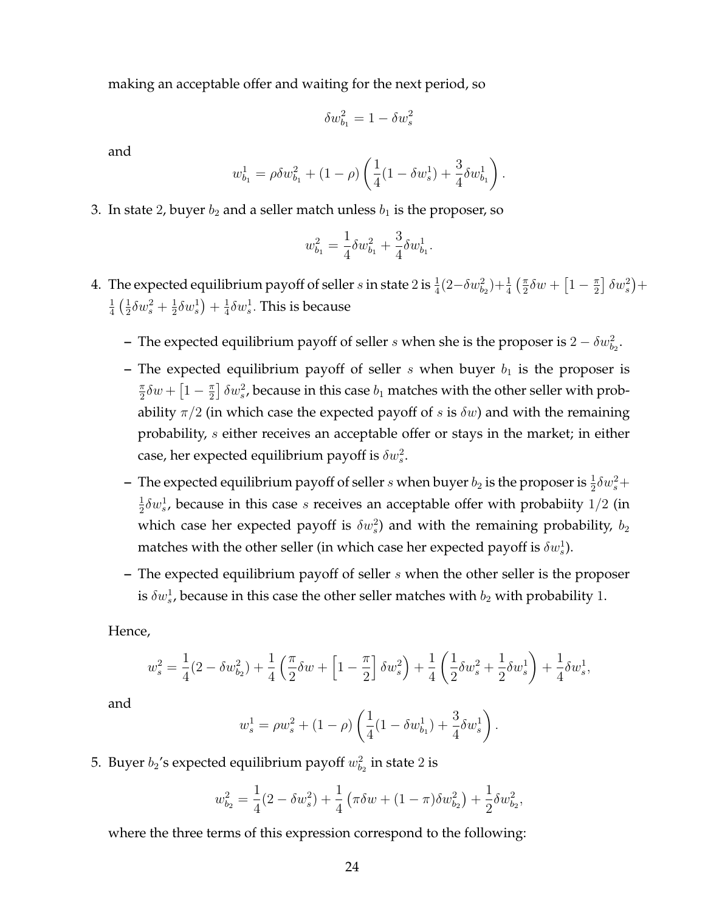making an acceptable offer and waiting for the next period, so

$$\delta w_{b_1}^2 = 1 - \delta w_s^2$$

and

$$w_{b_1}^1 = \rho \delta w_{b_1}^2 + (1-\rho)\left(\frac{1}{4}(1-\delta w_s^1) + \frac{3}{4}\delta w_{b_1}^1\right).$$

3. In state 2, buyer $b_2$ and a seller match unless $b_1$ is the proposer, so

$$w_{b_1}^2 = \frac{1}{4}\delta w_{b_1}^2 + \frac{3}{4}\delta w_{b_1}^1.$$

4. The expected equilibrium payoff of seller $s$ in state 2 is $\frac{1}{4}(2-\delta w_{b_2}^2)+\frac{1}{4}\left(\frac{\pi}{2}\delta w + \left[1-\frac{\pi}{2}\right]\delta w_s^2\right)+\frac{1}{4}\left(\frac{1}{2}\delta w_s^2 + \frac{1}{2}\delta w_s^1\right)+\frac{1}{4}\delta w_s^1$. This is because

   - The expected equilibrium payoff of seller $s$ when she is the proposer is $2 - \delta w_{b_2}^2$.
   - The expected equilibrium payoff of seller $s$ when buyer $b_1$ is the proposer is $\frac{\pi}{2}\delta w + \left[1-\frac{\pi}{2}\right]\delta w_s^2$, because in this case $b_1$ matches with the other seller with probability $\pi/2$ (in which case the expected payoff of $s$ is $\delta w$) and with the remaining probability, $s$ either receives an acceptable offer or stays in the market; in either case, her expected equilibrium payoff is $\delta w_s^2$.
   - The expected equilibrium payoff of seller $s$ when buyer $b_2$ is the proposer is $\frac{1}{2}\delta w_s^2 + \frac{1}{2}\delta w_s^1$, because in this case $s$ receives an acceptable offer with probabiity $1/2$ (in which case her expected payoff is $\delta w_s^2$) and with the remaining probability, $b_2$ matches with the other seller (in which case her expected payoff is $\delta w_s^1$).
   - The expected equilibrium payoff of seller $s$ when the other seller is the proposer is $\delta w_s^1$, because in this case the other seller matches with $b_2$ with probability 1.

   Hence,

$$w_s^2 = \frac{1}{4}(2-\delta w_{b_2}^2) + \frac{1}{4}\left(\frac{\pi}{2}\delta w + \left[1-\frac{\pi}{2}\right]\delta w_s^2\right) + \frac{1}{4}\left(\frac{1}{2}\delta w_s^2 + \frac{1}{2}\delta w_s^1\right) + \frac{1}{4}\delta w_s^1,$$

   and

$$w_s^1 = \rho w_s^2 + (1-\rho)\left(\frac{1}{4}(1-\delta w_{b_1}^1) + \frac{3}{4}\delta w_s^1\right).$$

5. Buyer $b_2$'s expected equilibrium payoff $w_{b_2}^2$ in state 2 is

$$w_{b_2}^2 = \frac{1}{4}(2-\delta w_s^2) + \frac{1}{4}\left(\pi \delta w + (1-\pi)\delta w_{b_2}^2\right) + \frac{1}{2}\delta w_{b_2}^2,$$

   where the three terms of this expression correspond to the following: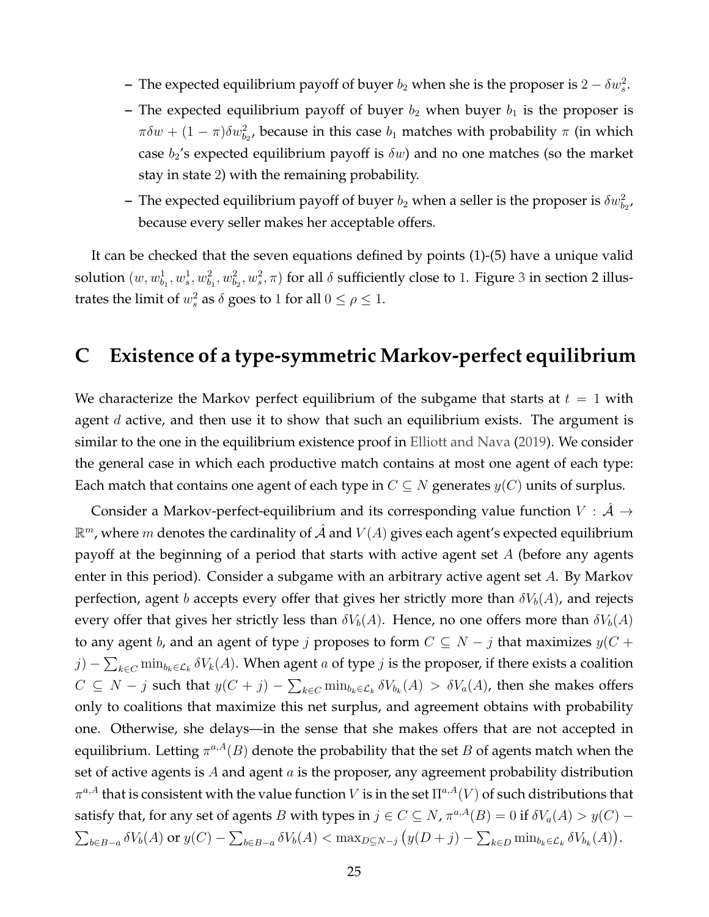- The expected equilibrium payoff of buyer $b_2$ when she is the proposer is $2 - \delta w_s^2$.
- The expected equilibrium payoff of buyer $b_2$ when buyer $b_1$ is the proposer is $\pi\delta w + (1-\pi)\delta w_{b_2}^2$, because in this case $b_1$ matches with probability $\pi$ (in which case $b_2$'s expected equilibrium payoff is $\delta w$) and no one matches (so the market stay in state 2) with the remaining probability.
- The expected equilibrium payoff of buyer $b_2$ when a seller is the proposer is $\delta w_{b_2}^2$, because every seller makes her acceptable offers.

It can be checked that the seven equations defined by points (1)-(5) have a unique valid solution $(w, w_{b_1}^1, w_s^1, w_{b_1}^2, w_{b_2}^2, w_s^2, \pi)$ for all $\delta$ sufficiently close to 1. Figure 3 in section 2 illustrates the limit of $w_s^2$ as $\delta$ goes to 1 for all $0 \leq \rho \leq 1$.

# C Existence of a type-symmetric Markov-perfect equilibrium

We characterize the Markov perfect equilibrium of the subgame that starts at $t = 1$ with agent $d$ active, and then use it to show that such an equilibrium exists. The argument is similar to the one in the equilibrium existence proof in Elliott and Nava (2019). We consider the general case in which each productive match contains at most one agent of each type: Each match that contains one agent of each type in $C \subseteq N$ generates $y(C)$ units of surplus.

Consider a Markov-perfect-equilibrium and its corresponding value function $V : \hat{\mathcal{A}} \to \mathbb{R}^m$, where $m$ denotes the cardinality of $\hat{\mathcal{A}}$ and $V(A)$ gives each agent's expected equilibrium payoff at the beginning of a period that starts with active agent set $A$ (before any agents enter in this period). Consider a subgame with an arbitrary active agent set $A$. By Markov perfection, agent $b$ accepts every offer that gives her strictly more than $\delta V_b(A)$, and rejects every offer that gives her strictly less than $\delta V_b(A)$. Hence, no one offers more than $\delta V_b(A)$ to any agent $b$, and an agent of type $j$ proposes to form $C \subseteq N - j$ that maximizes $y(C + j) - \sum_{k \in C} \min_{b_k \in \mathcal{L}_k} \delta V_k(A)$. When agent $a$ of type $j$ is the proposer, if there exists a coalition $C \subseteq N - j$ such that $y(C + j) - \sum_{k \in C} \min_{b_k \in \mathcal{L}_k} \delta V_{b_k}(A) > \delta V_a(A)$, then she makes offers only to coalitions that maximize this net surplus, and agreement obtains with probability one. Otherwise, she delays—in the sense that she makes offers that are not accepted in equilibrium. Letting $\pi^{a,A}(B)$ denote the probability that the set $B$ of agents match when the set of active agents is $A$ and agent $a$ is the proposer, any agreement probability distribution $\pi^{a,A}$ that is consistent with the value function $V$ is in the set $\Pi^{a,A}(V)$ of such distributions that satisfy that, for any set of agents $B$ with types in $j \in C \subseteq N$, $\pi^{a,A}(B) = 0$ if $\delta V_a(A) > y(C) - \sum_{b \in B-a} \delta V_b(A)$ or $y(C) - \sum_{b \in B-a} \delta V_b(A) < \max_{D \subseteq N-j} \left( y(D+j) - \sum_{k \in D} \min_{b_k \in \mathcal{L}_k} \delta V_{b_k}(A) \right)$.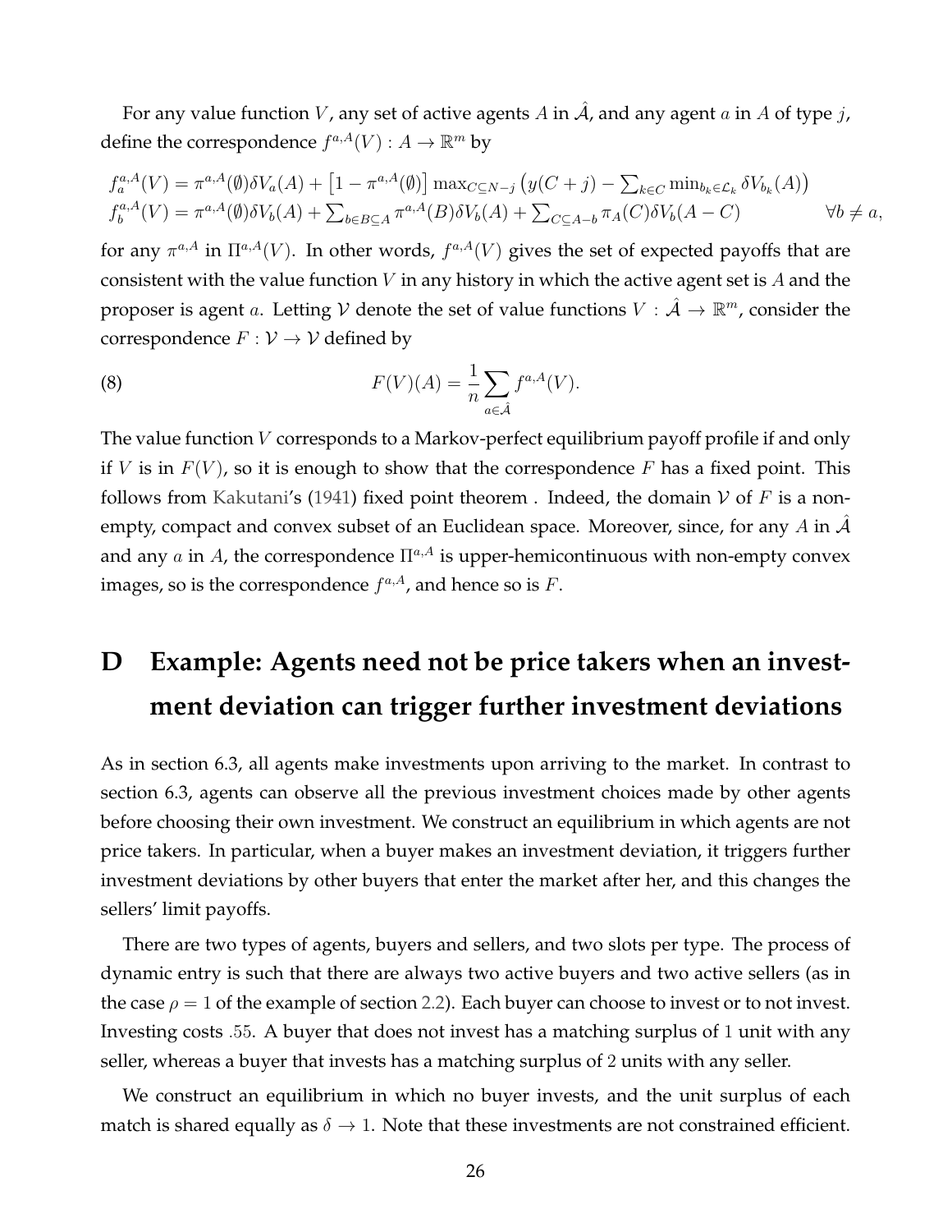For any value function $V$, any set of active agents $A$ in $\hat{\mathcal{A}}$, and any agent $a$ in $A$ of type $j$, define the correspondence $f^{a,A}(V) : A \to \mathbb{R}^m$ by

$$
\begin{aligned}
f_a^{a,A}(V) &= \pi^{a,A}(\emptyset)\delta V_a(A) + \left[1 - \pi^{a,A}(\emptyset)\right] \max_{C \subseteq N-j} \left( y(C+j) - \sum_{k \in C} \min_{b_k \in \mathcal{L}_k} \delta V_{b_k}(A) \right) \\
f_b^{a,A}(V) &= \pi^{a,A}(\emptyset)\delta V_b(A) + \sum_{b \in B \subseteq A} \pi^{a,A}(B)\delta V_b(A) + \sum_{C \subseteq A-b} \pi_A(C)\delta V_b(A-C) \qquad \forall b \neq a,
\end{aligned}
$$

for any $\pi^{a,A}$ in $\Pi^{a,A}(V)$. In other words, $f^{a,A}(V)$ gives the set of expected payoffs that are consistent with the value function $V$ in any history in which the active agent set is $A$ and the proposer is agent $a$. Letting $\mathcal{V}$ denote the set of value functions $V : \hat{\mathcal{A}} \to \mathbb{R}^m$, consider the correspondence $F : \mathcal{V} \to \mathcal{V}$ defined by

$$
F(V)(A) = \frac{1}{n} \sum_{a \in \hat{A}} f^{a,A}(V). \tag{8}
$$

The value function $V$ corresponds to a Markov-perfect equilibrium payoff profile if and only if $V$ is in $F(V)$, so it is enough to show that the correspondence $F$ has a fixed point. This follows from Kakutani's (1941) fixed point theorem . Indeed, the domain $\mathcal{V}$ of $F$ is a non-empty, compact and convex subset of an Euclidean space. Moreover, since, for any $A$ in $\hat{\mathcal{A}}$ and any $a$ in $A$, the correspondence $\Pi^{a,A}$ is upper-hemicontinuous with non-empty convex images, so is the correspondence $f^{a,A}$, and hence so is $F$.

# D Example: Agents need not be price takers when an investment deviation can trigger further investment deviations

As in section 6.3, all agents make investments upon arriving to the market. In contrast to section 6.3, agents can observe all the previous investment choices made by other agents before choosing their own investment. We construct an equilibrium in which agents are not price takers. In particular, when a buyer makes an investment deviation, it triggers further investment deviations by other buyers that enter the market after her, and this changes the sellers' limit payoffs.

There are two types of agents, buyers and sellers, and two slots per type. The process of dynamic entry is such that there are always two active buyers and two active sellers (as in the case $\rho = 1$ of the example of section 2.2). Each buyer can choose to invest or to not invest. Investing costs $.55$. A buyer that does not invest has a matching surplus of $1$ unit with any seller, whereas a buyer that invests has a matching surplus of $2$ units with any seller.

We construct an equilibrium in which no buyer invests, and the unit surplus of each match is shared equally as $\delta \to 1$. Note that these investments are not constrained efficient.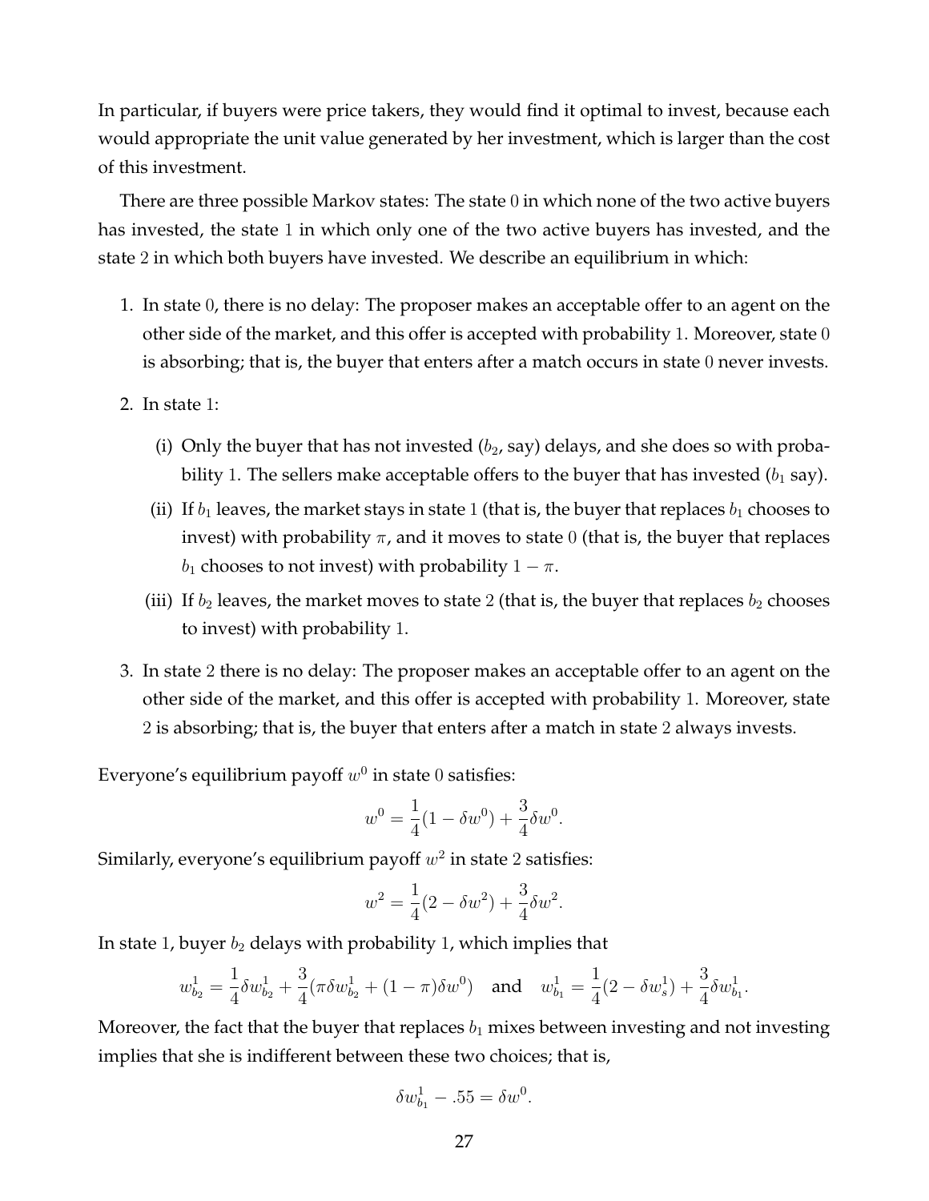In particular, if buyers were price takers, they would find it optimal to invest, because each would appropriate the unit value generated by her investment, which is larger than the cost of this investment.

There are three possible Markov states: The state 0 in which none of the two active buyers has invested, the state 1 in which only one of the two active buyers has invested, and the state 2 in which both buyers have invested. We describe an equilibrium in which:

1. In state 0, there is no delay: The proposer makes an acceptable offer to an agent on the other side of the market, and this offer is accepted with probability 1. Moreover, state 0 is absorbing; that is, the buyer that enters after a match occurs in state 0 never invests.

2. In state 1:

   (i) Only the buyer that has not invested ($b_2$, say) delays, and she does so with probability 1. The sellers make acceptable offers to the buyer that has invested ($b_1$ say).

   (ii) If $b_1$ leaves, the market stays in state 1 (that is, the buyer that replaces $b_1$ chooses to invest) with probability $\pi$, and it moves to state 0 (that is, the buyer that replaces $b_1$ chooses to not invest) with probability $1 - \pi$.

   (iii) If $b_2$ leaves, the market moves to state 2 (that is, the buyer that replaces $b_2$ chooses to invest) with probability 1.

3. In state 2 there is no delay: The proposer makes an acceptable offer to an agent on the other side of the market, and this offer is accepted with probability 1. Moreover, state 2 is absorbing; that is, the buyer that enters after a match in state 2 always invests.

Everyone's equilibrium payoff $w^0$ in state 0 satisfies:

$$w^0 = \frac{1}{4}(1 - \delta w^0) + \frac{3}{4}\delta w^0.$$

Similarly, everyone's equilibrium payoff $w^2$ in state 2 satisfies:

$$w^2 = \frac{1}{4}(2 - \delta w^2) + \frac{3}{4}\delta w^2.$$

In state 1, buyer $b_2$ delays with probability 1, which implies that

$$w^1_{b_2} = \frac{1}{4}\delta w^1_{b_2} + \frac{3}{4}(\pi \delta w^1_{b_2} + (1-\pi)\delta w^0) \quad \text{and} \quad w^1_{b_1} = \frac{1}{4}(2 - \delta w^1_s) + \frac{3}{4}\delta w^1_{b_1}.$$

Moreover, the fact that the buyer that replaces $b_1$ mixes between investing and not investing implies that she is indifferent between these two choices; that is,

$$\delta w^1_{b_1} - .55 = \delta w^0.$$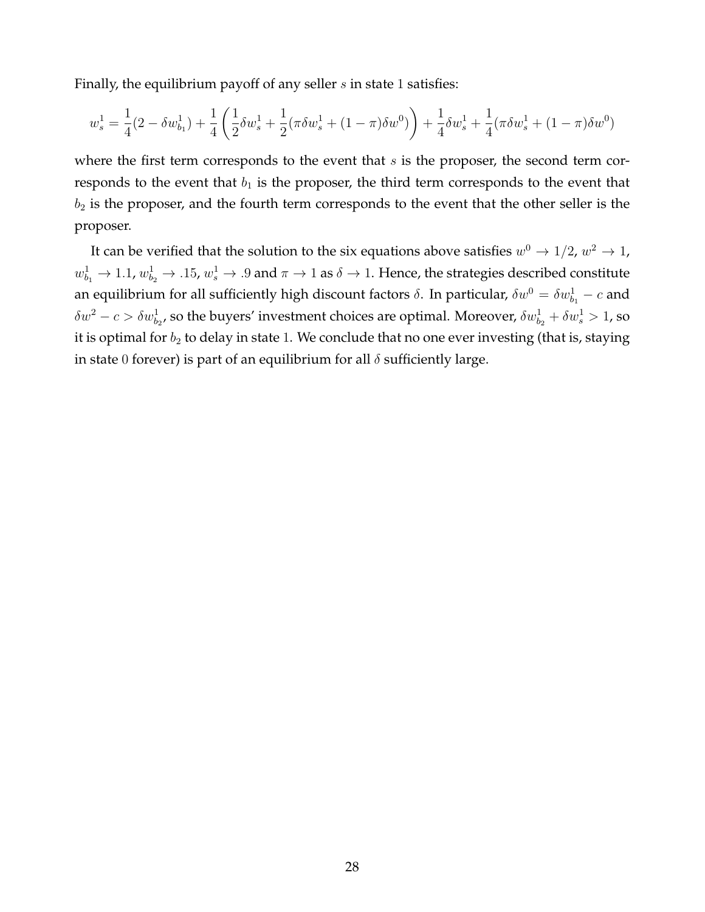Finally, the equilibrium payoff of any seller $s$ in state $1$ satisfies:

$$w_s^1 = \frac{1}{4}(2 - \delta w_{b_1}^1) + \frac{1}{4}\left(\frac{1}{2}\delta w_s^1 + \frac{1}{2}(\pi \delta w_s^1 + (1-\pi)\delta w^0)\right) + \frac{1}{4}\delta w_s^1 + \frac{1}{4}(\pi \delta w_s^1 + (1-\pi)\delta w^0)$$

where the first term corresponds to the event that $s$ is the proposer, the second term corresponds to the event that $b_1$ is the proposer, the third term corresponds to the event that $b_2$ is the proposer, and the fourth term corresponds to the event that the other seller is the proposer.

It can be verified that the solution to the six equations above satisfies $w^0 \to 1/2$, $w^2 \to 1$, $w_{b_1}^1 \to 1.1$, $w_{b_2}^1 \to .15$, $w_s^1 \to .9$ and $\pi \to 1$ as $\delta \to 1$. Hence, the strategies described constitute an equilibrium for all sufficiently high discount factors $\delta$. In particular, $\delta w^0 = \delta w_{b_1}^1 - c$ and $\delta w^2 - c > \delta w_{b_2}^1$, so the buyers' investment choices are optimal. Moreover, $\delta w_{b_2}^1 + \delta w_s^1 > 1$, so it is optimal for $b_2$ to delay in state $1$. We conclude that no one ever investing (that is, staying in state $0$ forever) is part of an equilibrium for all $\delta$ sufficiently large.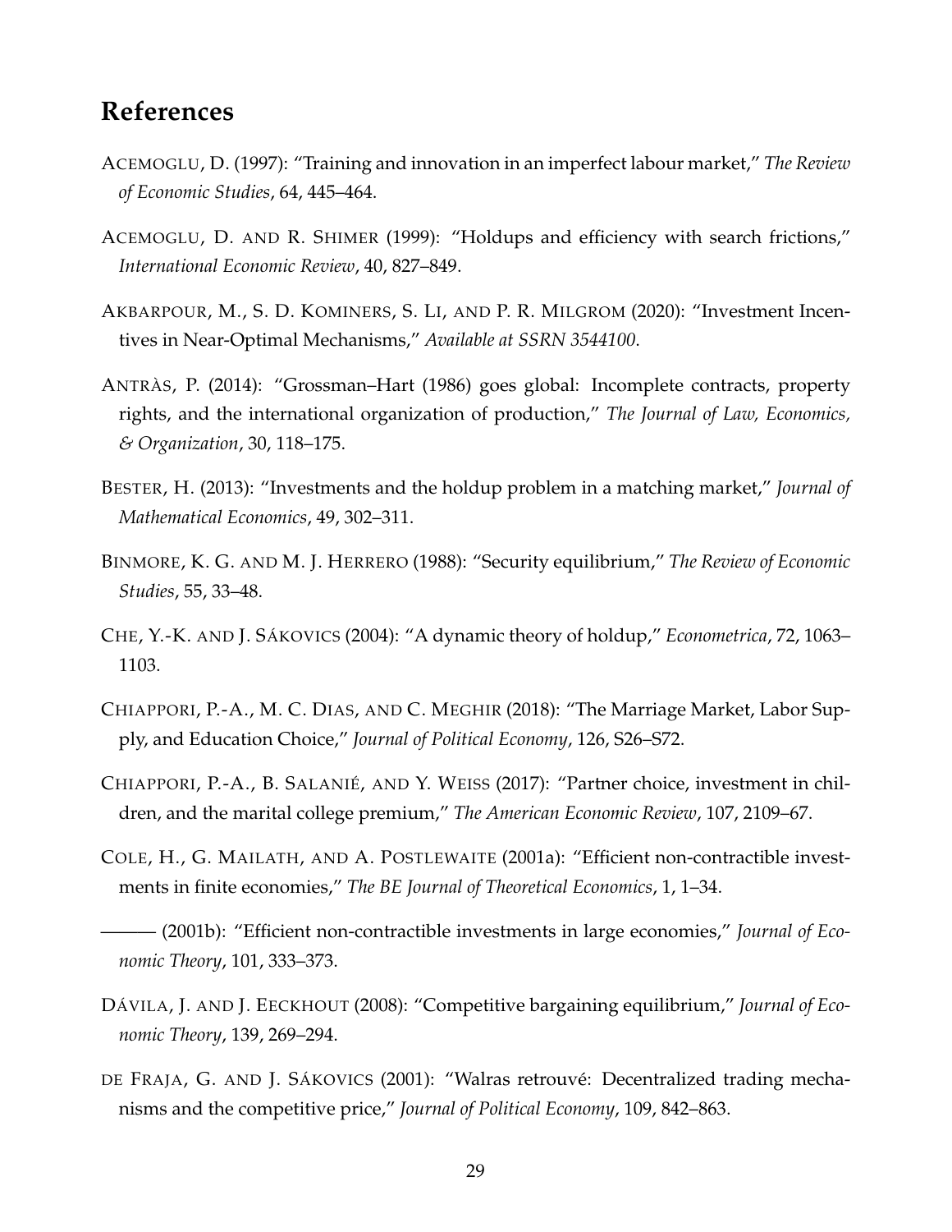## References

ACEMOGLU, D. (1997): "Training and innovation in an imperfect labour market," *The Review of Economic Studies*, 64, 445–464.

ACEMOGLU, D. AND R. SHIMER (1999): "Holdups and efficiency with search frictions," *International Economic Review*, 40, 827–849.

AKBARPOUR, M., S. D. KOMINERS, S. LI, AND P. R. MILGROM (2020): "Investment Incentives in Near-Optimal Mechanisms," *Available at SSRN 3544100*.

ANTRÀS, P. (2014): "Grossman–Hart (1986) goes global: Incomplete contracts, property rights, and the international organization of production," *The Journal of Law, Economics, & Organization*, 30, 118–175.

BESTER, H. (2013): "Investments and the holdup problem in a matching market," *Journal of Mathematical Economics*, 49, 302–311.

BINMORE, K. G. AND M. J. HERRERO (1988): "Security equilibrium," *The Review of Economic Studies*, 55, 33–48.

CHE, Y.-K. AND J. SÁKOVICS (2004): "A dynamic theory of holdup," *Econometrica*, 72, 1063–1103.

CHIAPPORI, P.-A., M. C. DIAS, AND C. MEGHIR (2018): "The Marriage Market, Labor Supply, and Education Choice," *Journal of Political Economy*, 126, S26–S72.

CHIAPPORI, P.-A., B. SALANIÉ, AND Y. WEISS (2017): "Partner choice, investment in children, and the marital college premium," *The American Economic Review*, 107, 2109–67.

COLE, H., G. MAILATH, AND A. POSTLEWAITE (2001a): "Efficient non-contractible investments in finite economies," *The BE Journal of Theoretical Economics*, 1, 1–34.

——— (2001b): "Efficient non-contractible investments in large economies," *Journal of Economic Theory*, 101, 333–373.

DÁVILA, J. AND J. EECKHOUT (2008): "Competitive bargaining equilibrium," *Journal of Economic Theory*, 139, 269–294.

DE FRAJA, G. AND J. SÁKOVICS (2001): "Walras retrouvé: Decentralized trading mechanisms and the competitive price," *Journal of Political Economy*, 109, 842–863.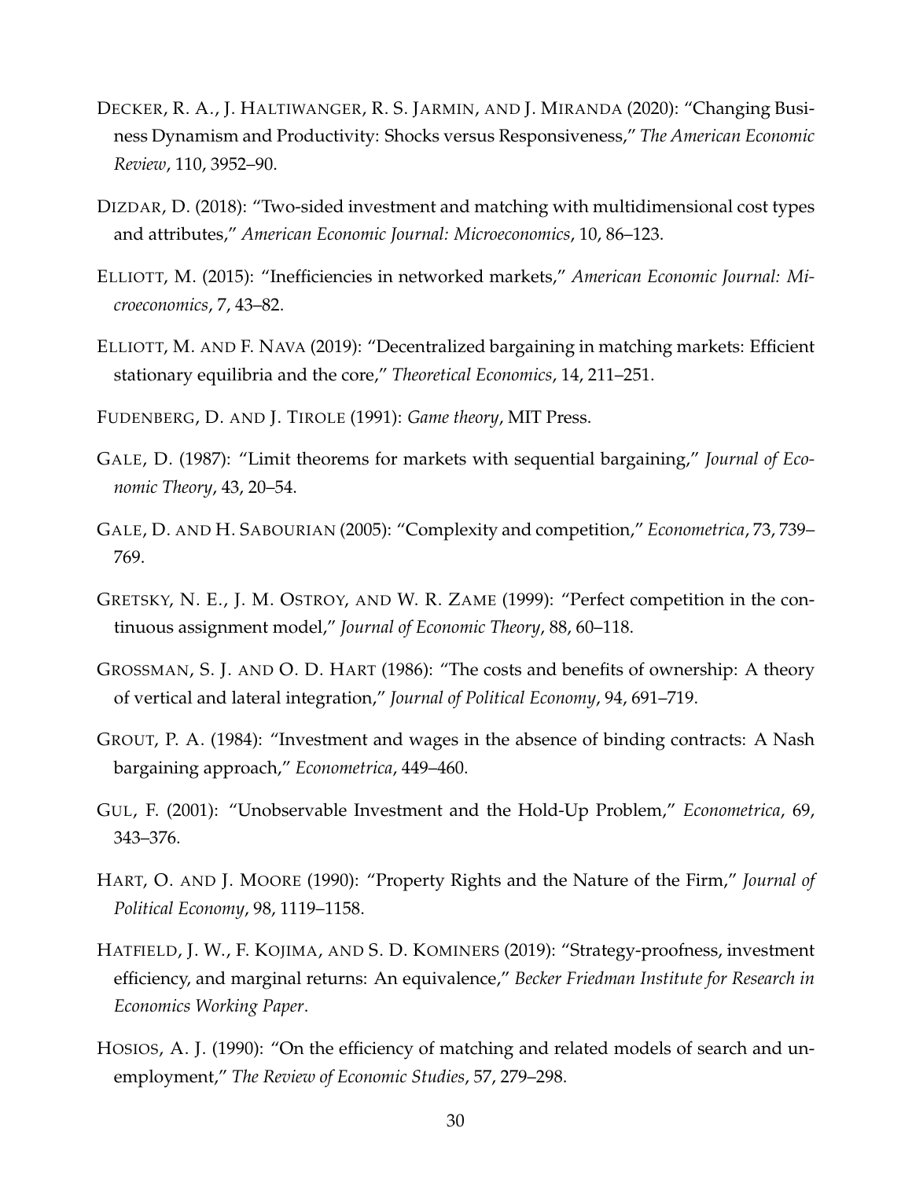Decker, R. A., J. Haltiwanger, R. S. Jarmin, and J. Miranda (2020): "Changing Business Dynamism and Productivity: Shocks versus Responsiveness," *The American Economic Review*, 110, 3952–90.

Dizdar, D. (2018): "Two-sided investment and matching with multidimensional cost types and attributes," *American Economic Journal: Microeconomics*, 10, 86–123.

Elliott, M. (2015): "Inefficiencies in networked markets," *American Economic Journal: Microeconomics*, 7, 43–82.

Elliott, M. and F. Nava (2019): "Decentralized bargaining in matching markets: Efficient stationary equilibria and the core," *Theoretical Economics*, 14, 211–251.

Fudenberg, D. and J. Tirole (1991): *Game theory*, MIT Press.

Gale, D. (1987): "Limit theorems for markets with sequential bargaining," *Journal of Economic Theory*, 43, 20–54.

Gale, D. and H. Sabourian (2005): "Complexity and competition," *Econometrica*, 73, 739–769.

Gretsky, N. E., J. M. Ostroy, and W. R. Zame (1999): "Perfect competition in the continuous assignment model," *Journal of Economic Theory*, 88, 60–118.

Grossman, S. J. and O. D. Hart (1986): "The costs and benefits of ownership: A theory of vertical and lateral integration," *Journal of Political Economy*, 94, 691–719.

Grout, P. A. (1984): "Investment and wages in the absence of binding contracts: A Nash bargaining approach," *Econometrica*, 449–460.

Gul, F. (2001): "Unobservable Investment and the Hold-Up Problem," *Econometrica*, 69, 343–376.

Hart, O. and J. Moore (1990): "Property Rights and the Nature of the Firm," *Journal of Political Economy*, 98, 1119–1158.

Hatfield, J. W., F. Kojima, and S. D. Kominers (2019): "Strategy-proofness, investment efficiency, and marginal returns: An equivalence," *Becker Friedman Institute for Research in Economics Working Paper*.

Hosios, A. J. (1990): "On the efficiency of matching and related models of search and unemployment," *The Review of Economic Studies*, 57, 279–298.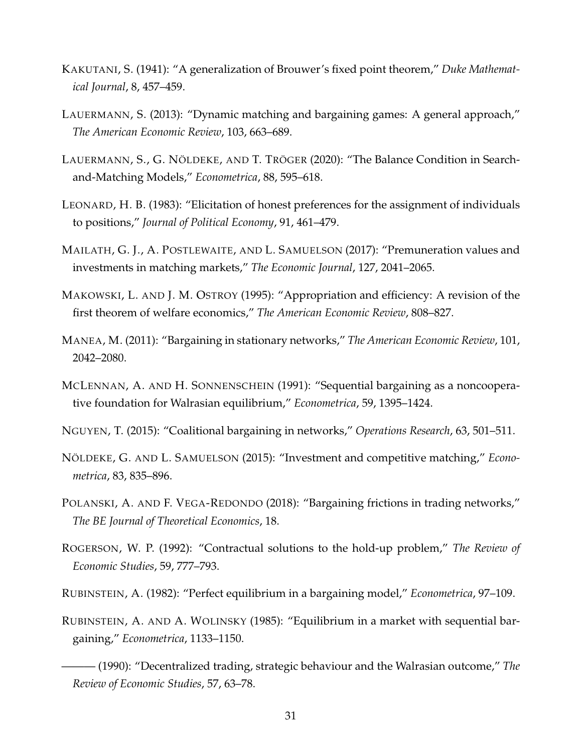KAKUTANI, S. (1941): "A generalization of Brouwer's fixed point theorem," *Duke Mathematical Journal*, 8, 457–459.

LAUERMANN, S. (2013): "Dynamic matching and bargaining games: A general approach," *The American Economic Review*, 103, 663–689.

LAUERMANN, S., G. NÖLDEKE, AND T. TRÖGER (2020): "The Balance Condition in Search-and-Matching Models," *Econometrica*, 88, 595–618.

LEONARD, H. B. (1983): "Elicitation of honest preferences for the assignment of individuals to positions," *Journal of Political Economy*, 91, 461–479.

MAILATH, G. J., A. POSTLEWAITE, AND L. SAMUELSON (2017): "Premuneration values and investments in matching markets," *The Economic Journal*, 127, 2041–2065.

MAKOWSKI, L. AND J. M. OSTROY (1995): "Appropriation and efficiency: A revision of the first theorem of welfare economics," *The American Economic Review*, 808–827.

MANEA, M. (2011): "Bargaining in stationary networks," *The American Economic Review*, 101, 2042–2080.

MCLENNAN, A. AND H. SONNENSCHEIN (1991): "Sequential bargaining as a noncooperative foundation for Walrasian equilibrium," *Econometrica*, 59, 1395–1424.

NGUYEN, T. (2015): "Coalitional bargaining in networks," *Operations Research*, 63, 501–511.

NÖLDEKE, G. AND L. SAMUELSON (2015): "Investment and competitive matching," *Econometrica*, 83, 835–896.

POLANSKI, A. AND F. VEGA-REDONDO (2018): "Bargaining frictions in trading networks," *The BE Journal of Theoretical Economics*, 18.

ROGERSON, W. P. (1992): "Contractual solutions to the hold-up problem," *The Review of Economic Studies*, 59, 777–793.

RUBINSTEIN, A. (1982): "Perfect equilibrium in a bargaining model," *Econometrica*, 97–109.

RUBINSTEIN, A. AND A. WOLINSKY (1985): "Equilibrium in a market with sequential bargaining," *Econometrica*, 1133–1150.

——— (1990): "Decentralized trading, strategic behaviour and the Walrasian outcome," *The Review of Economic Studies*, 57, 63–78.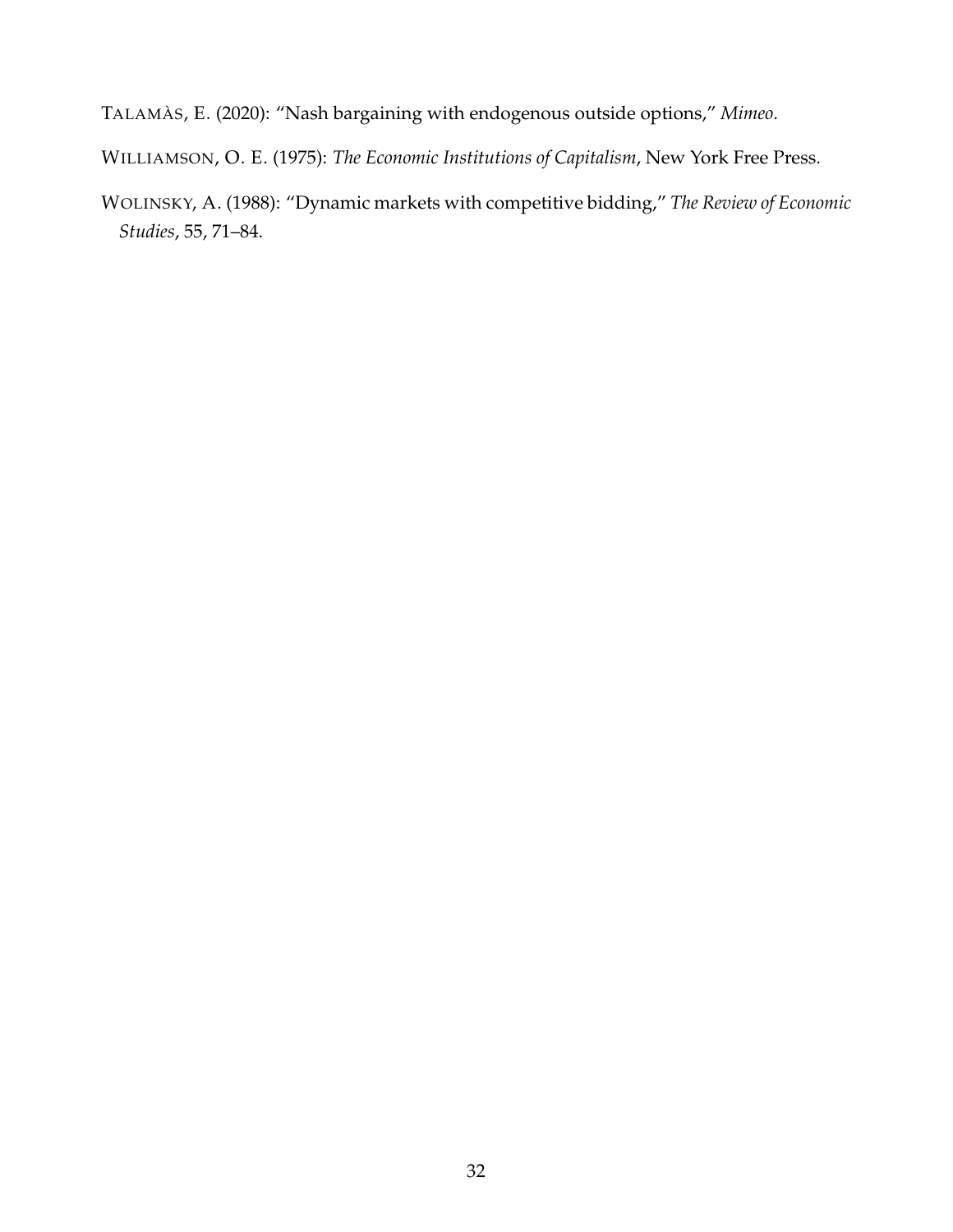TALAMÀS, E. (2020): "Nash bargaining with endogenous outside options," *Mimeo*.

WILLIAMSON, O. E. (1975): *The Economic Institutions of Capitalism*, New York Free Press.

WOLINSKY, A. (1988): "Dynamic markets with competitive bidding," *The Review of Economic Studies*, 55, 71–84.